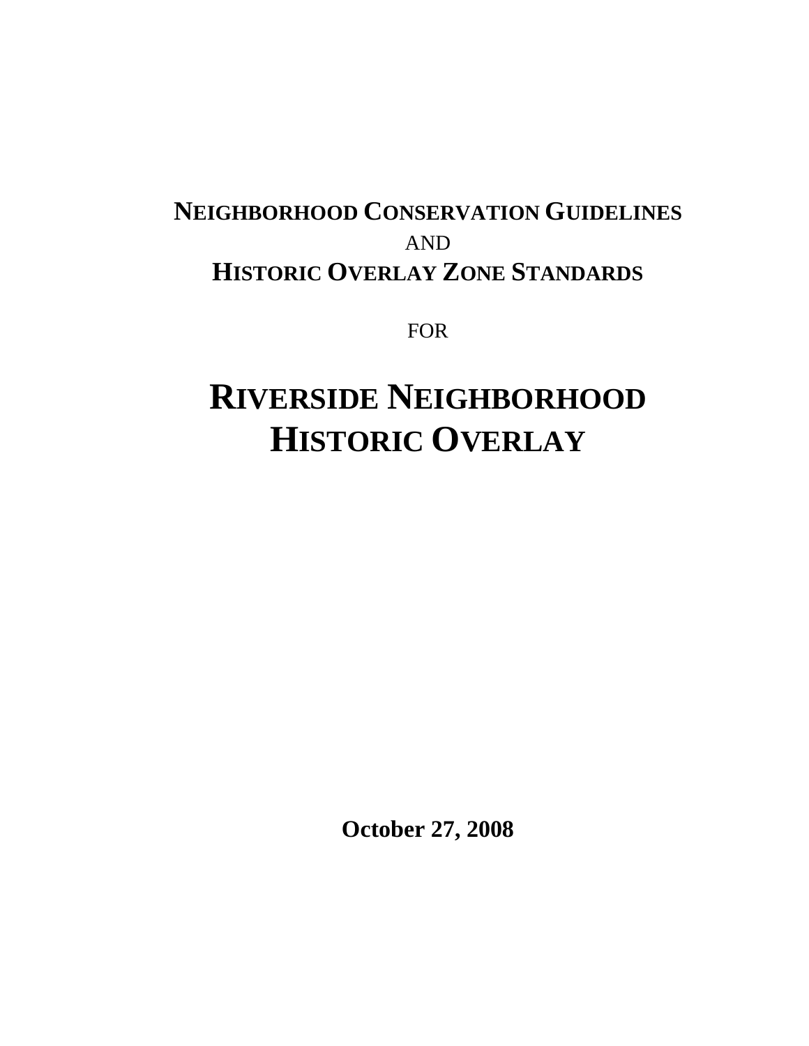**NEIGHBORHOOD CONSERVATION GUIDELINES**

AND

**HISTORIC OVERLAY ZONE STANDARDS**

FOR

# RIVERSIDE NEIGHBORHOOD HISTORIC OVERLAY

**October 27, 2008**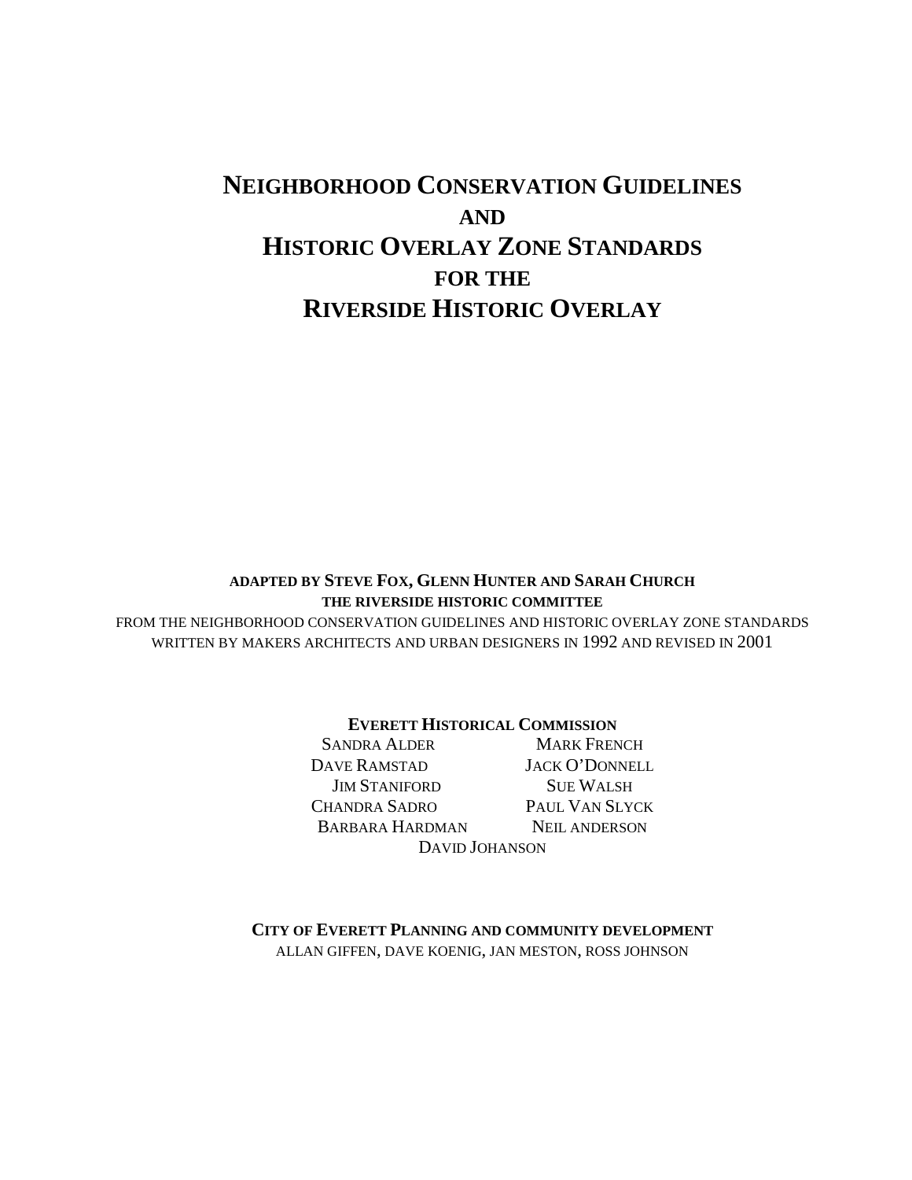# Neighborhood Conservation Guidelines and Historic Overlay Zone Standards for the Riverside Historic Overlay

**Adapted by Steve Fox, Glenn Hunter and Sarah Church**
**The Riverside Historic Committee**

From the Neighborhood Conservation Guidelines and Historic Overlay Zone Standards written by Makers Architects and Urban Designers in 1992 and revised in 2001

**Everett Historical Commission**

Sandra Alder
Mark French
Dave Ramstad
Jack O'Donnell
Jim Staniford
Sue Walsh
Chandra Sadro
Paul Van Slyck
Barbara Hardman
Neil anderson
David Johanson

**City of Everett Planning and community development**

Allan Giffen, Dave Koenig, Jan Meston, Ross Johnson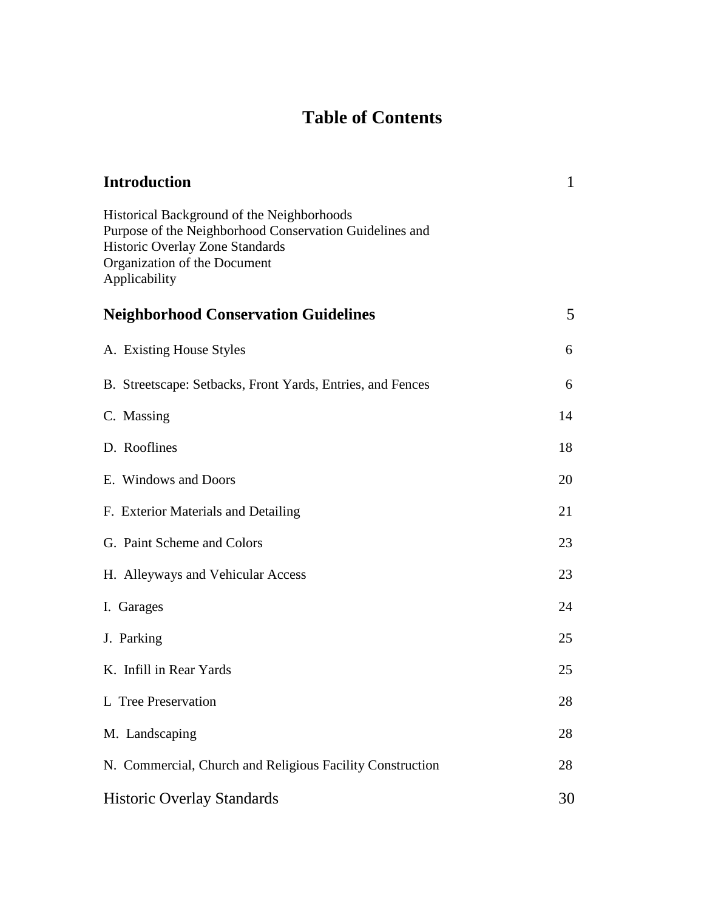# Table of Contents

| | |
|---|---|
| **Introduction** | 1 |
| Historical Background of the Neighborhoods<br>Purpose of the Neighborhood Conservation Guidelines and Historic Overlay Zone Standards<br>Organization of the Document<br>Applicability | |
| **Neighborhood Conservation Guidelines** | 5 |
| A. Existing House Styles | 6 |
| B. Streetscape: Setbacks, Front Yards, Entries, and Fences | 6 |
| C. Massing | 14 |
| D. Rooflines | 18 |
| E. Windows and Doors | 20 |
| F. Exterior Materials and Detailing | 21 |
| G. Paint Scheme and Colors | 23 |
| H. Alleyways and Vehicular Access | 23 |
| I. Garages | 24 |
| J. Parking | 25 |
| K. Infill in Rear Yards | 25 |
| L Tree Preservation | 28 |
| M. Landscaping | 28 |
| N. Commercial, Church and Religious Facility Construction | 28 |
| Historic Overlay Standards | 30 |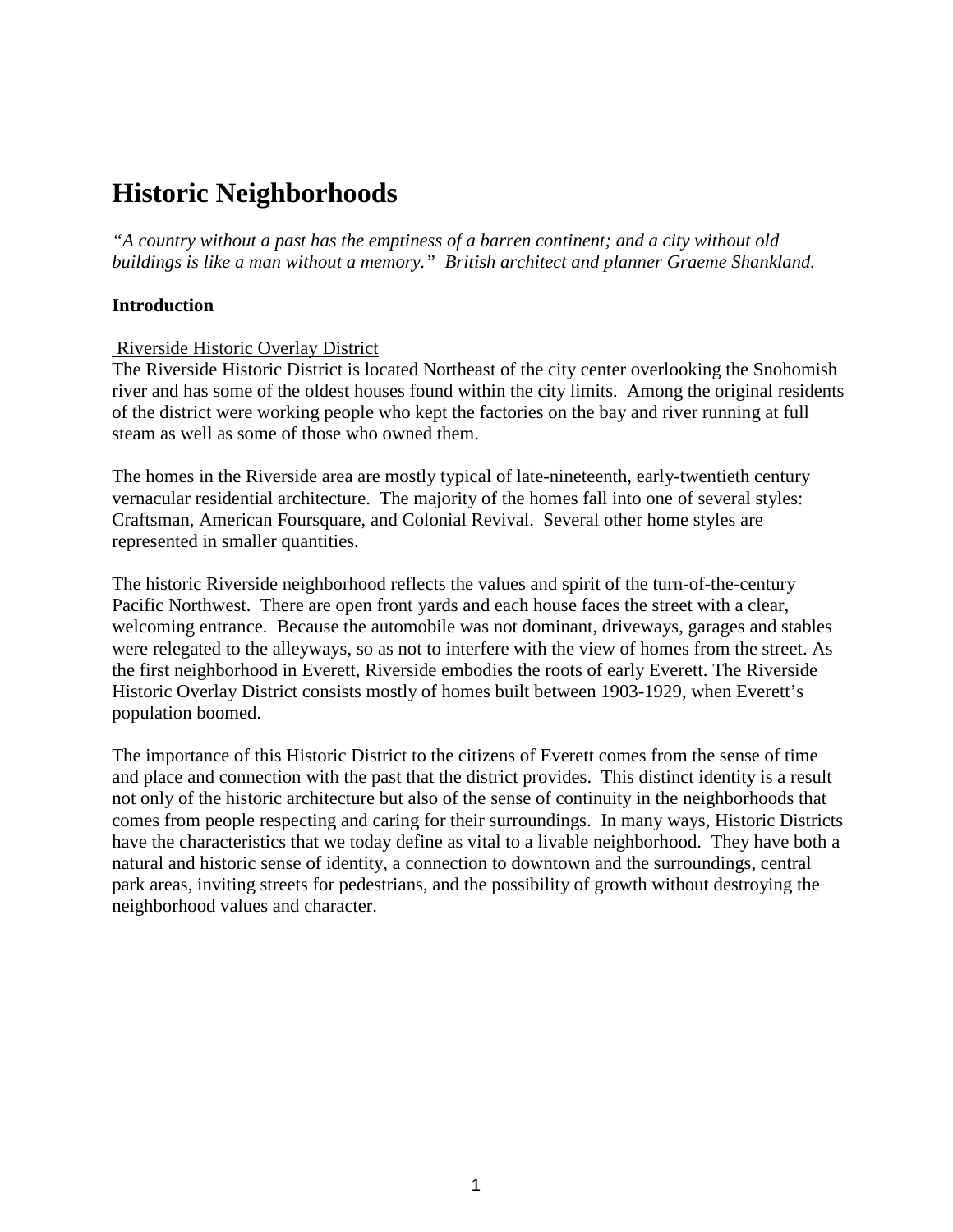# Historic Neighborhoods

*"A country without a past has the emptiness of a barren continent; and a city without old buildings is like a man without a memory." British architect and planner Graeme Shankland.*

### Introduction

Riverside Historic Overlay District

The Riverside Historic District is located Northeast of the city center overlooking the Snohomish river and has some of the oldest houses found within the city limits. Among the original residents of the district were working people who kept the factories on the bay and river running at full steam as well as some of those who owned them.

The homes in the Riverside area are mostly typical of late-nineteenth, early-twentieth century vernacular residential architecture. The majority of the homes fall into one of several styles: Craftsman, American Foursquare, and Colonial Revival. Several other home styles are represented in smaller quantities.

The historic Riverside neighborhood reflects the values and spirit of the turn-of-the-century Pacific Northwest. There are open front yards and each house faces the street with a clear, welcoming entrance. Because the automobile was not dominant, driveways, garages and stables were relegated to the alleyways, so as not to interfere with the view of homes from the street. As the first neighborhood in Everett, Riverside embodies the roots of early Everett. The Riverside Historic Overlay District consists mostly of homes built between 1903-1929, when Everett's population boomed.

The importance of this Historic District to the citizens of Everett comes from the sense of time and place and connection with the past that the district provides. This distinct identity is a result not only of the historic architecture but also of the sense of continuity in the neighborhoods that comes from people respecting and caring for their surroundings. In many ways, Historic Districts have the characteristics that we today define as vital to a livable neighborhood. They have both a natural and historic sense of identity, a connection to downtown and the surroundings, central park areas, inviting streets for pedestrians, and the possibility of growth without destroying the neighborhood values and character.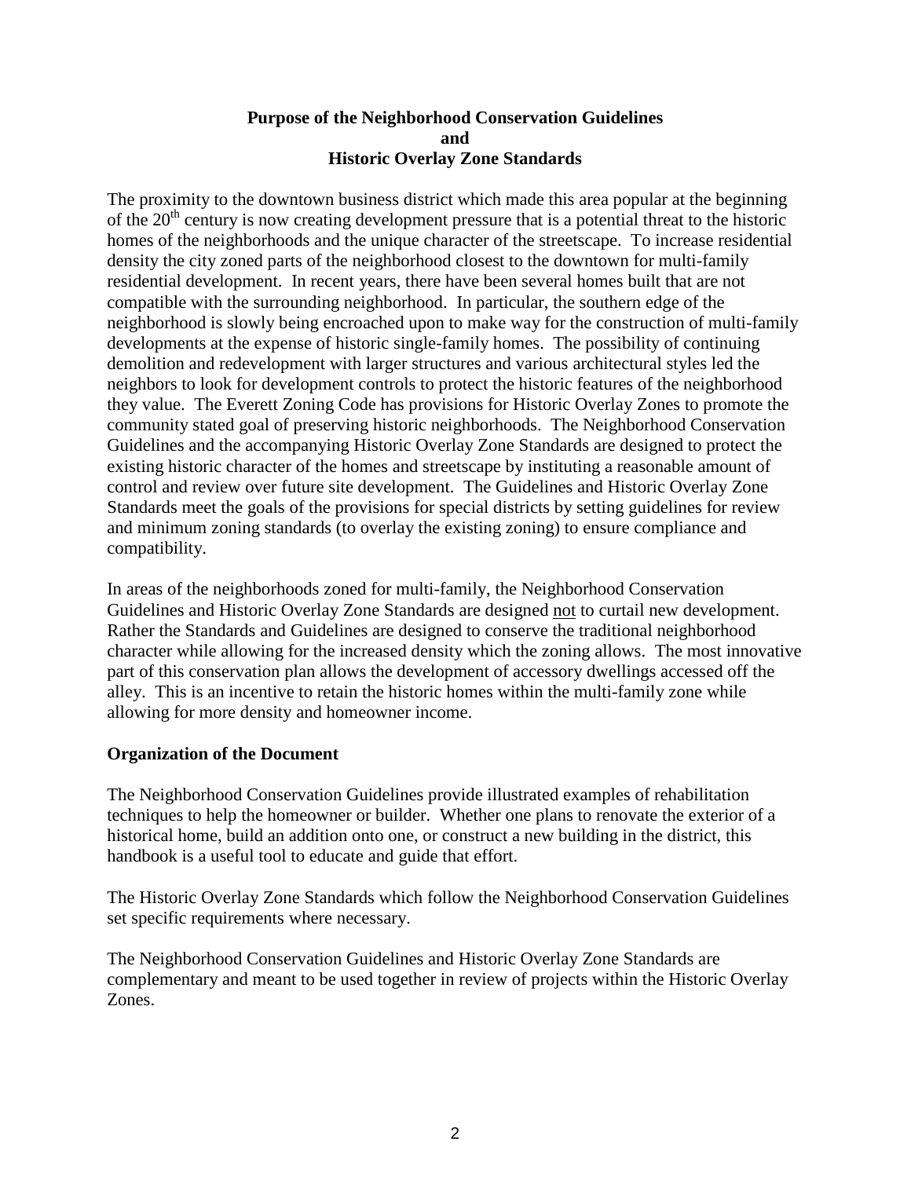# Purpose of the Neighborhood Conservation Guidelines and Historic Overlay Zone Standards

The proximity to the downtown business district which made this area popular at the beginning of the 20th century is now creating development pressure that is a potential threat to the historic homes of the neighborhoods and the unique character of the streetscape. To increase residential density the city zoned parts of the neighborhood closest to the downtown for multi-family residential development. In recent years, there have been several homes built that are not compatible with the surrounding neighborhood. In particular, the southern edge of the neighborhood is slowly being encroached upon to make way for the construction of multi-family developments at the expense of historic single-family homes. The possibility of continuing demolition and redevelopment with larger structures and various architectural styles led the neighbors to look for development controls to protect the historic features of the neighborhood they value. The Everett Zoning Code has provisions for Historic Overlay Zones to promote the community stated goal of preserving historic neighborhoods. The Neighborhood Conservation Guidelines and the accompanying Historic Overlay Zone Standards are designed to protect the existing historic character of the homes and streetscape by instituting a reasonable amount of control and review over future site development. The Guidelines and Historic Overlay Zone Standards meet the goals of the provisions for special districts by setting guidelines for review and minimum zoning standards (to overlay the existing zoning) to ensure compliance and compatibility.

In areas of the neighborhoods zoned for multi-family, the Neighborhood Conservation Guidelines and Historic Overlay Zone Standards are designed <u>not</u> to curtail new development. Rather the Standards and Guidelines are designed to conserve the traditional neighborhood character while allowing for the increased density which the zoning allows. The most innovative part of this conservation plan allows the development of accessory dwellings accessed off the alley. This is an incentive to retain the historic homes within the multi-family zone while allowing for more density and homeowner income.

## Organization of the Document

The Neighborhood Conservation Guidelines provide illustrated examples of rehabilitation techniques to help the homeowner or builder. Whether one plans to renovate the exterior of a historical home, build an addition onto one, or construct a new building in the district, this handbook is a useful tool to educate and guide that effort.

The Historic Overlay Zone Standards which follow the Neighborhood Conservation Guidelines set specific requirements where necessary.

The Neighborhood Conservation Guidelines and Historic Overlay Zone Standards are complementary and meant to be used together in review of projects within the Historic Overlay Zones.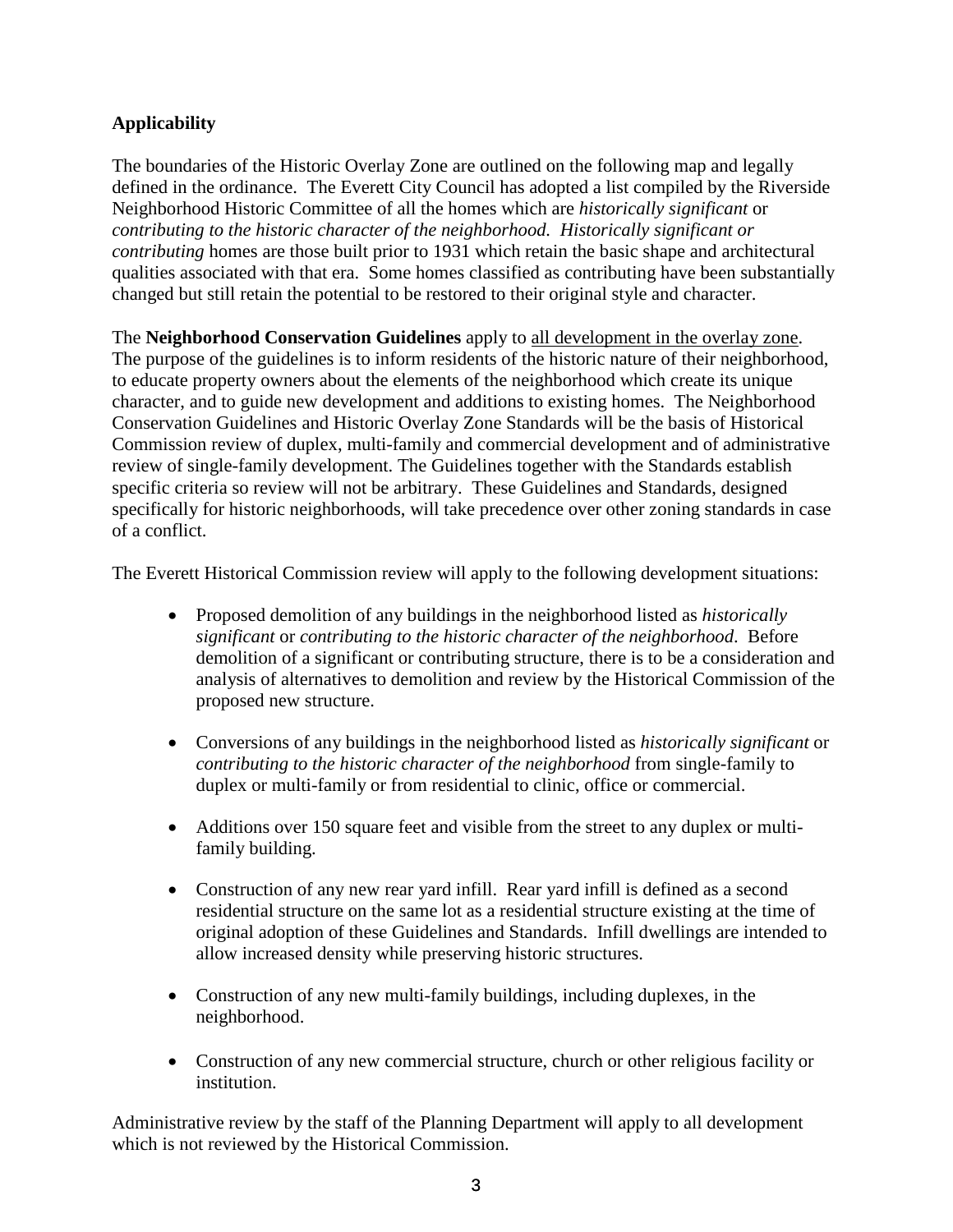## Applicability

The boundaries of the Historic Overlay Zone are outlined on the following map and legally defined in the ordinance. The Everett City Council has adopted a list compiled by the Riverside Neighborhood Historic Committee of all the homes which are *historically significant* or *contributing to the historic character of the neighborhood. Historically significant or contributing* homes are those built prior to 1931 which retain the basic shape and architectural qualities associated with that era. Some homes classified as contributing have been substantially changed but still retain the potential to be restored to their original style and character.

The **Neighborhood Conservation Guidelines** apply to <u>all development in the overlay zone</u>. The purpose of the guidelines is to inform residents of the historic nature of their neighborhood, to educate property owners about the elements of the neighborhood which create its unique character, and to guide new development and additions to existing homes. The Neighborhood Conservation Guidelines and Historic Overlay Zone Standards will be the basis of Historical Commission review of duplex, multi-family and commercial development and of administrative review of single-family development. The Guidelines together with the Standards establish specific criteria so review will not be arbitrary. These Guidelines and Standards, designed specifically for historic neighborhoods, will take precedence over other zoning standards in case of a conflict.

The Everett Historical Commission review will apply to the following development situations:

- Proposed demolition of any buildings in the neighborhood listed as *historically significant* or *contributing to the historic character of the neighborhood*. Before demolition of a significant or contributing structure, there is to be a consideration and analysis of alternatives to demolition and review by the Historical Commission of the proposed new structure.
- Conversions of any buildings in the neighborhood listed as *historically significant* or *contributing to the historic character of the neighborhood* from single-family to duplex or multi-family or from residential to clinic, office or commercial.
- Additions over 150 square feet and visible from the street to any duplex or multi-family building.
- Construction of any new rear yard infill. Rear yard infill is defined as a second residential structure on the same lot as a residential structure existing at the time of original adoption of these Guidelines and Standards. Infill dwellings are intended to allow increased density while preserving historic structures.
- Construction of any new multi-family buildings, including duplexes, in the neighborhood.
- Construction of any new commercial structure, church or other religious facility or institution.

Administrative review by the staff of the Planning Department will apply to all development which is not reviewed by the Historical Commission.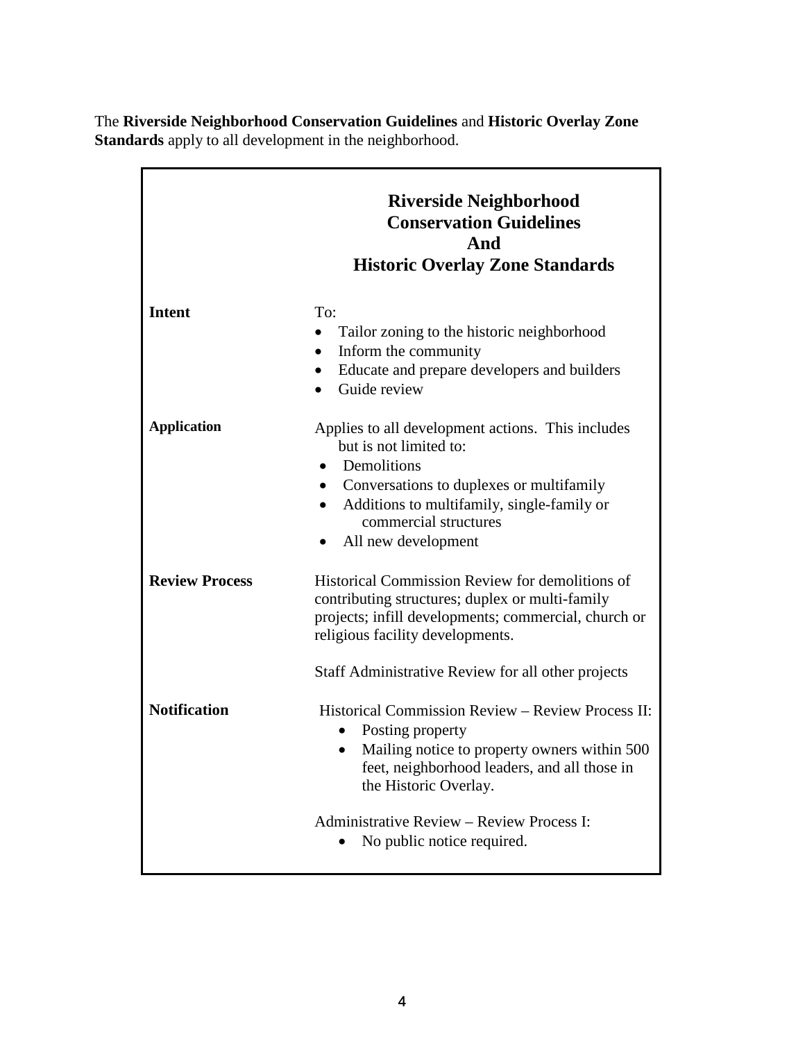The **Riverside Neighborhood Conservation Guidelines** and **Historic Overlay Zone Standards** apply to all development in the neighborhood.

## Riverside Neighborhood Conservation Guidelines And Historic Overlay Zone Standards

| | |
|---|---|
| **Intent** | To:<br>• Tailor zoning to the historic neighborhood<br>• Inform the community<br>• Educate and prepare developers and builders<br>• Guide review |
| **Application** | Applies to all development actions. This includes but is not limited to:<br>• Demolitions<br>• Conversations to duplexes or multifamily<br>• Additions to multifamily, single-family or commercial structures<br>• All new development |
| **Review Process** | Historical Commission Review for demolitions of contributing structures; duplex or multi-family projects; infill developments; commercial, church or religious facility developments.<br><br>Staff Administrative Review for all other projects |
| **Notification** | Historical Commission Review – Review Process II:<br>• Posting property<br>• Mailing notice to property owners within 500 feet, neighborhood leaders, and all those in the Historic Overlay.<br><br>Administrative Review – Review Process I:<br>• No public notice required. |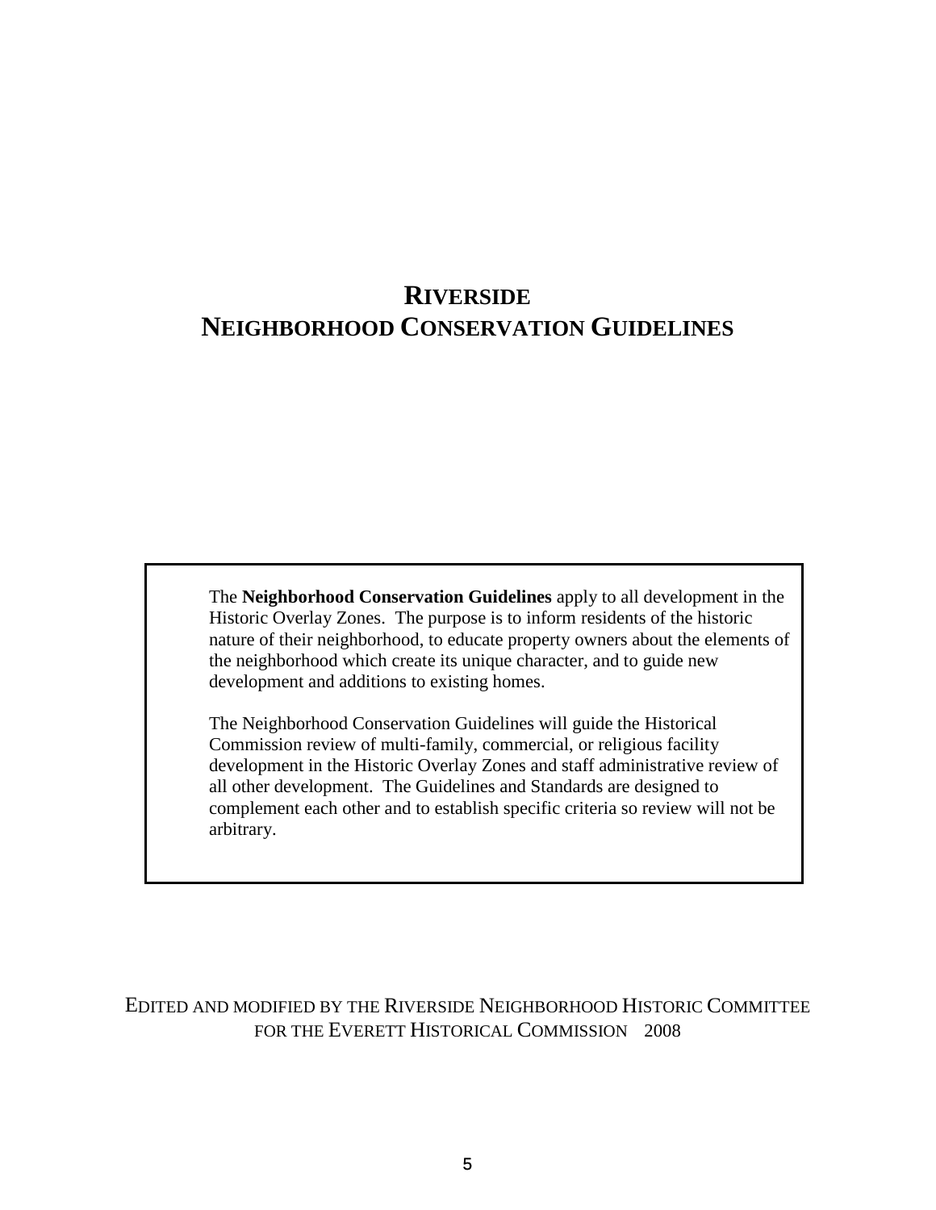# RIVERSIDE NEIGHBORHOOD CONSERVATION GUIDELINES

The **Neighborhood Conservation Guidelines** apply to all development in the Historic Overlay Zones. The purpose is to inform residents of the historic nature of their neighborhood, to educate property owners about the elements of the neighborhood which create its unique character, and to guide new development and additions to existing homes.

The Neighborhood Conservation Guidelines will guide the Historical Commission review of multi-family, commercial, or religious facility development in the Historic Overlay Zones and staff administrative review of all other development. The Guidelines and Standards are designed to complement each other and to establish specific criteria so review will not be arbitrary.

EDITED AND MODIFIED BY THE RIVERSIDE NEIGHBORHOOD HISTORIC COMMITTEE FOR THE EVERETT HISTORICAL COMMISSION 2008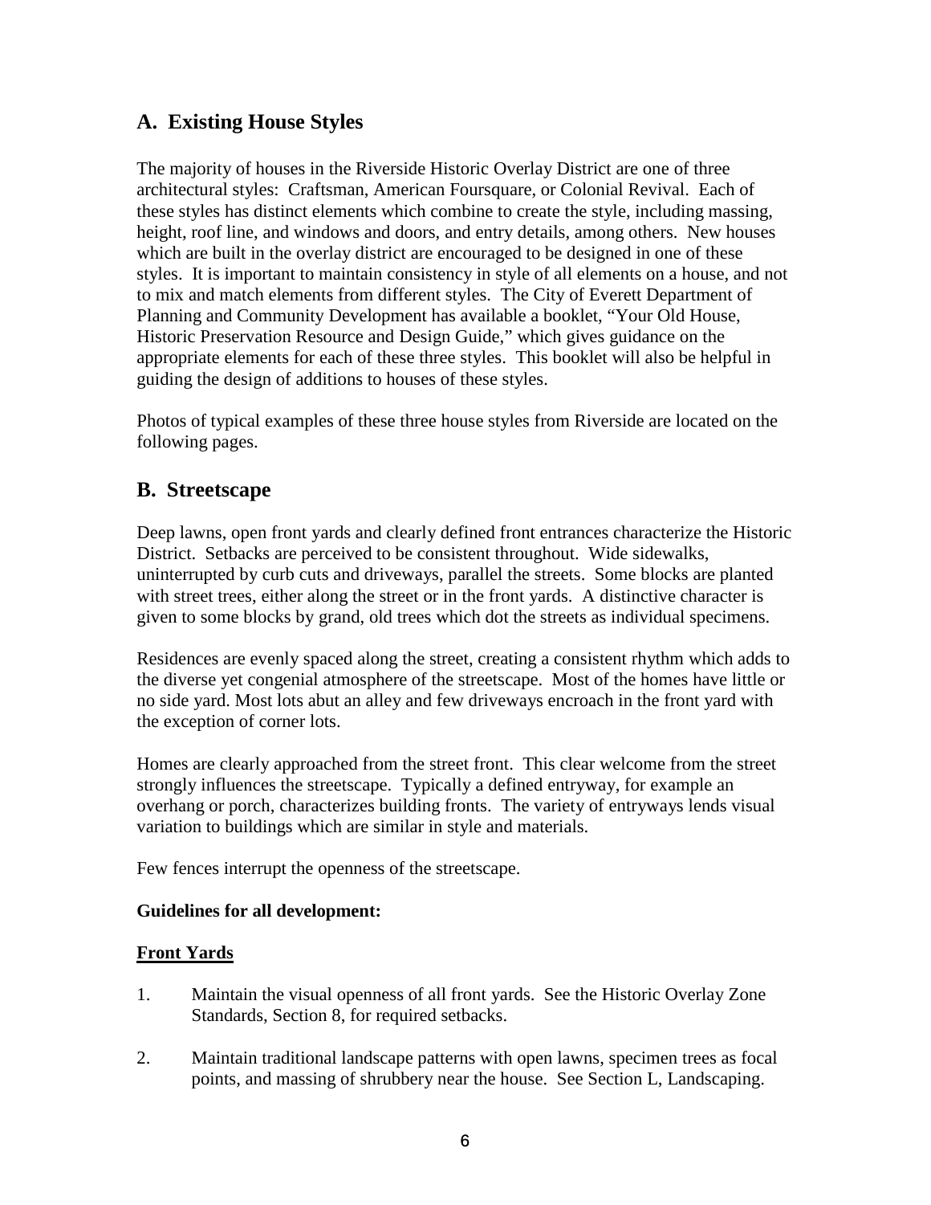## A. Existing House Styles

The majority of houses in the Riverside Historic Overlay District are one of three architectural styles: Craftsman, American Foursquare, or Colonial Revival. Each of these styles has distinct elements which combine to create the style, including massing, height, roof line, and windows and doors, and entry details, among others. New houses which are built in the overlay district are encouraged to be designed in one of these styles. It is important to maintain consistency in style of all elements on a house, and not to mix and match elements from different styles. The City of Everett Department of Planning and Community Development has available a booklet, "Your Old House, Historic Preservation Resource and Design Guide," which gives guidance on the appropriate elements for each of these three styles. This booklet will also be helpful in guiding the design of additions to houses of these styles.

Photos of typical examples of these three house styles from Riverside are located on the following pages.

## B. Streetscape

Deep lawns, open front yards and clearly defined front entrances characterize the Historic District. Setbacks are perceived to be consistent throughout. Wide sidewalks, uninterrupted by curb cuts and driveways, parallel the streets. Some blocks are planted with street trees, either along the street or in the front yards. A distinctive character is given to some blocks by grand, old trees which dot the streets as individual specimens.

Residences are evenly spaced along the street, creating a consistent rhythm which adds to the diverse yet congenial atmosphere of the streetscape. Most of the homes have little or no side yard. Most lots abut an alley and few driveways encroach in the front yard with the exception of corner lots.

Homes are clearly approached from the street front. This clear welcome from the street strongly influences the streetscape. Typically a defined entryway, for example an overhang or porch, characterizes building fronts. The variety of entryways lends visual variation to buildings which are similar in style and materials.

Few fences interrupt the openness of the streetscape.

**Guidelines for all development:**

**Front Yards**

1. Maintain the visual openness of all front yards. See the Historic Overlay Zone Standards, Section 8, for required setbacks.

2. Maintain traditional landscape patterns with open lawns, specimen trees as focal points, and massing of shrubbery near the house. See Section L, Landscaping.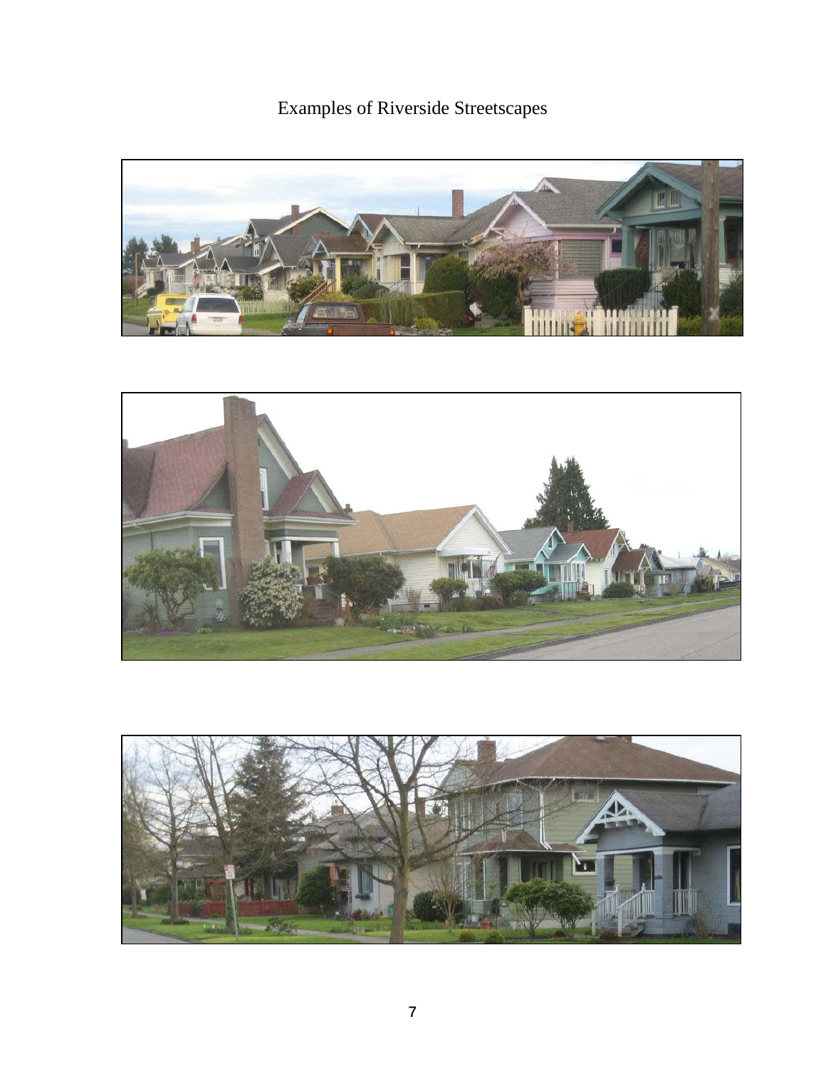# Examples of Riverside Streetscapes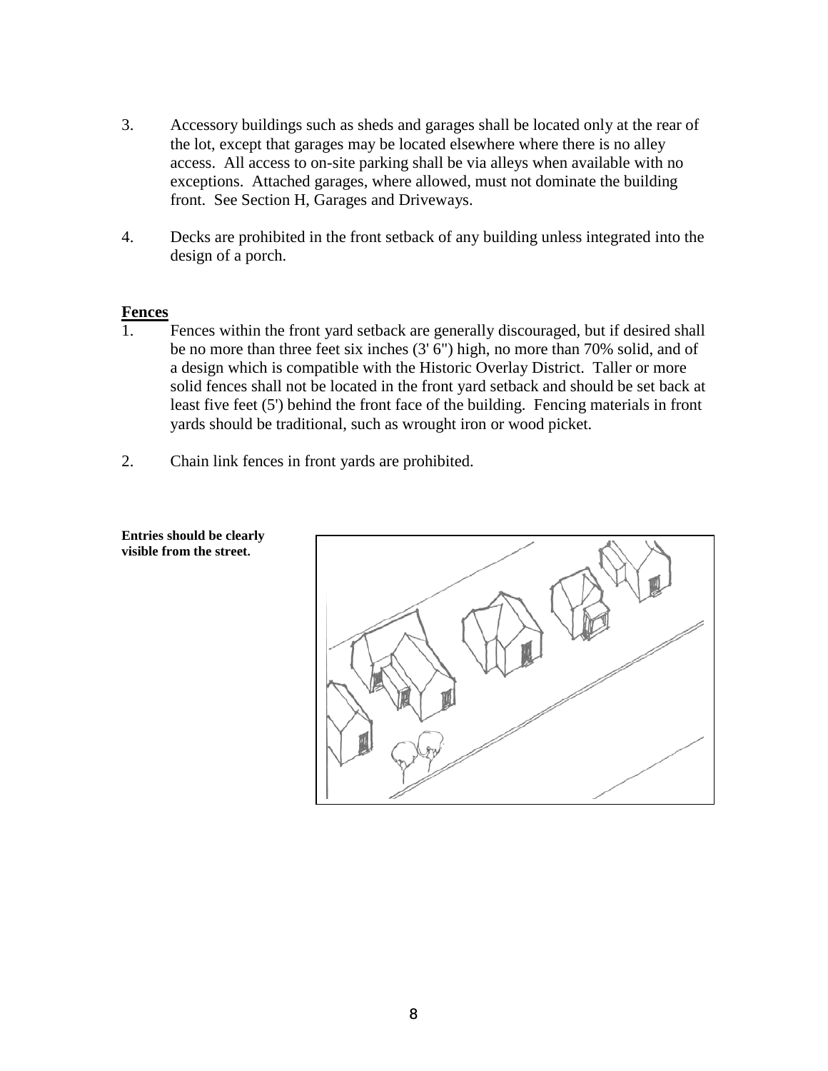3. Accessory buildings such as sheds and garages shall be located only at the rear of the lot, except that garages may be located elsewhere where there is no alley access. All access to on-site parking shall be via alleys when available with no exceptions. Attached garages, where allowed, must not dominate the building front. See Section H, Garages and Driveways.

4. Decks are prohibited in the front setback of any building unless integrated into the design of a porch.

**Fences**

1. Fences within the front yard setback are generally discouraged, but if desired shall be no more than three feet six inches (3' 6") high, no more than 70% solid, and of a design which is compatible with the Historic Overlay District. Taller or more solid fences shall not be located in the front yard setback and should be set back at least five feet (5') behind the front face of the building. Fencing materials in front yards should be traditional, such as wrought iron or wood picket.

2. Chain link fences in front yards are prohibited.

**Entries should be clearly visible from the street.**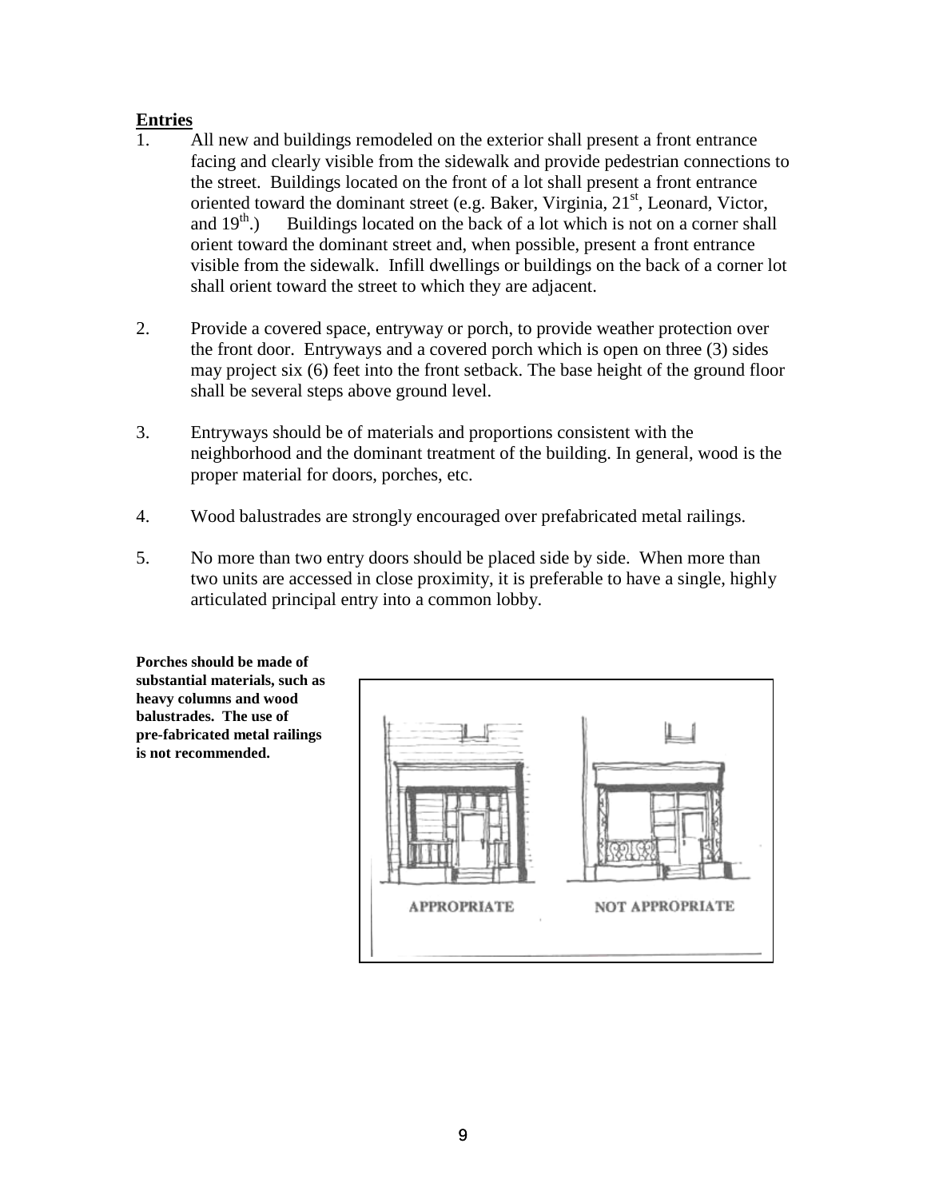**Entries**

1. All new and buildings remodeled on the exterior shall present a front entrance facing and clearly visible from the sidewalk and provide pedestrian connections to the street. Buildings located on the front of a lot shall present a front entrance oriented toward the dominant street (e.g. Baker, Virginia, 21st, Leonard, Victor, and 19th.) Buildings located on the back of a lot which is not on a corner shall orient toward the dominant street and, when possible, present a front entrance visible from the sidewalk. Infill dwellings or buildings on the back of a corner lot shall orient toward the street to which they are adjacent.

2. Provide a covered space, entryway or porch, to provide weather protection over the front door. Entryways and a covered porch which is open on three (3) sides may project six (6) feet into the front setback. The base height of the ground floor shall be several steps above ground level.

3. Entryways should be of materials and proportions consistent with the neighborhood and the dominant treatment of the building. In general, wood is the proper material for doors, porches, etc.

4. Wood balustrades are strongly encouraged over prefabricated metal railings.

5. No more than two entry doors should be placed side by side. When more than two units are accessed in close proximity, it is preferable to have a single, highly articulated principal entry into a common lobby.

**Porches should be made of substantial materials, such as heavy columns and wood balustrades. The use of pre-fabricated metal railings is not recommended.**

APPROPRIATE NOT APPROPRIATE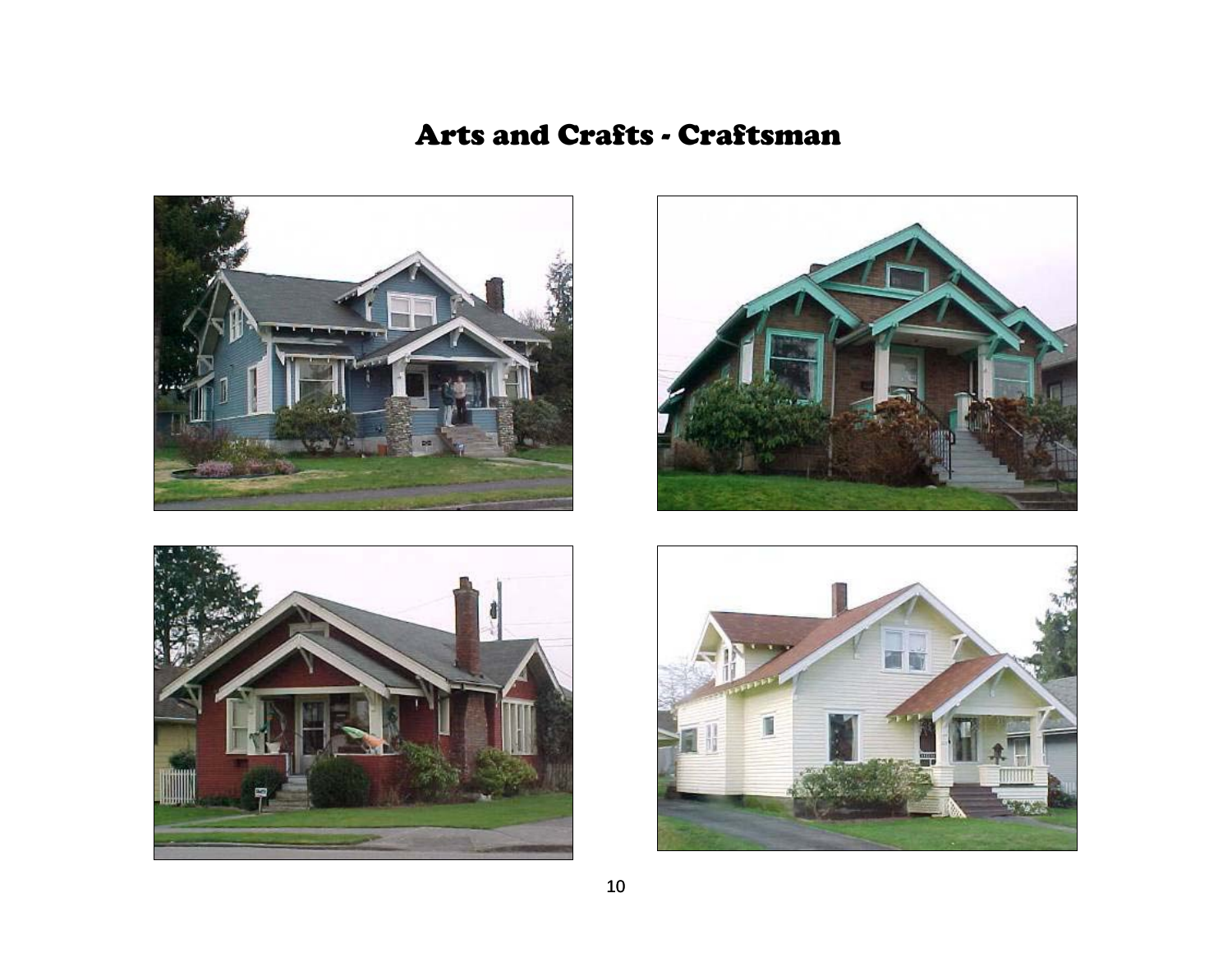# Arts and Crafts - Craftsman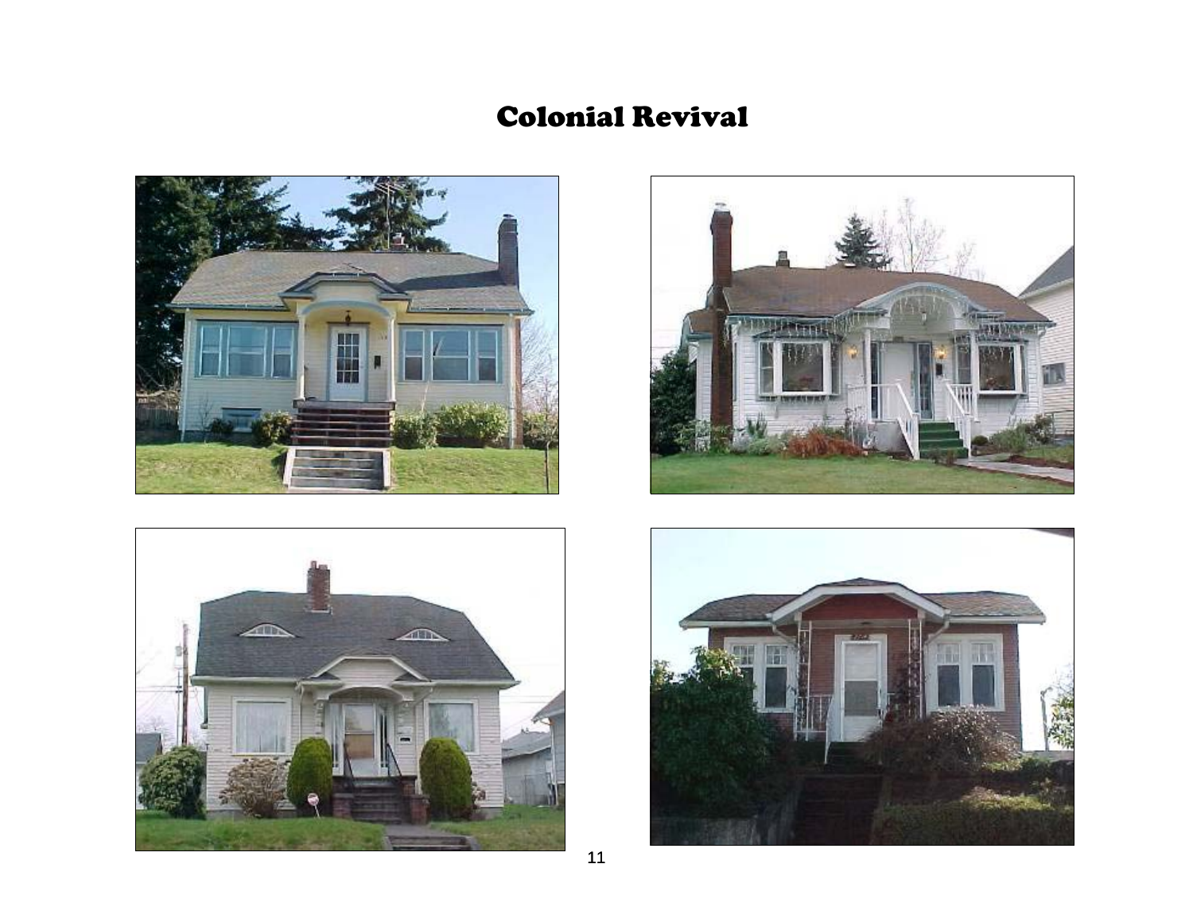# Colonial Revival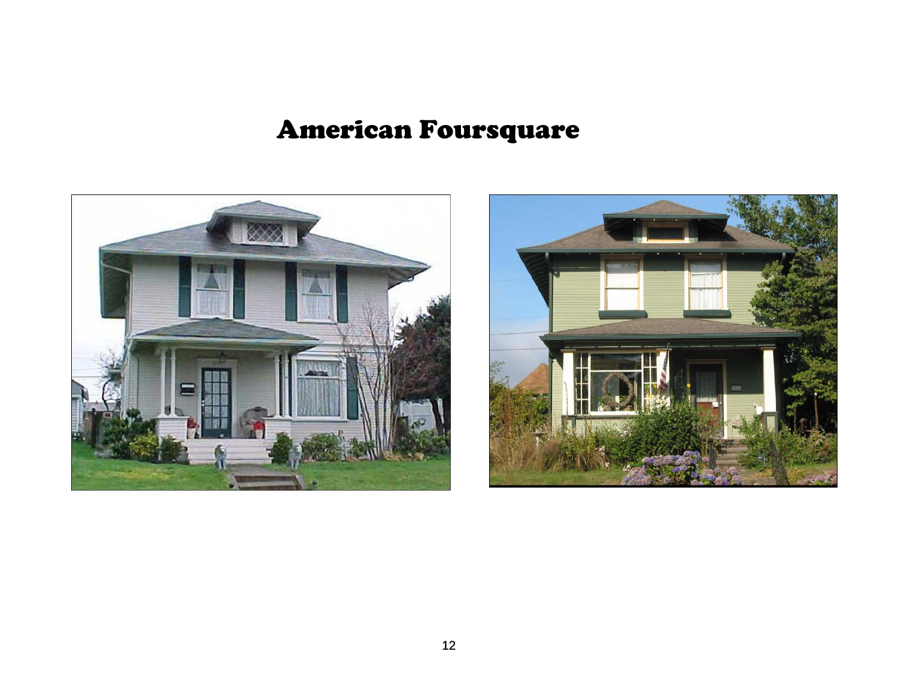# American Foursquare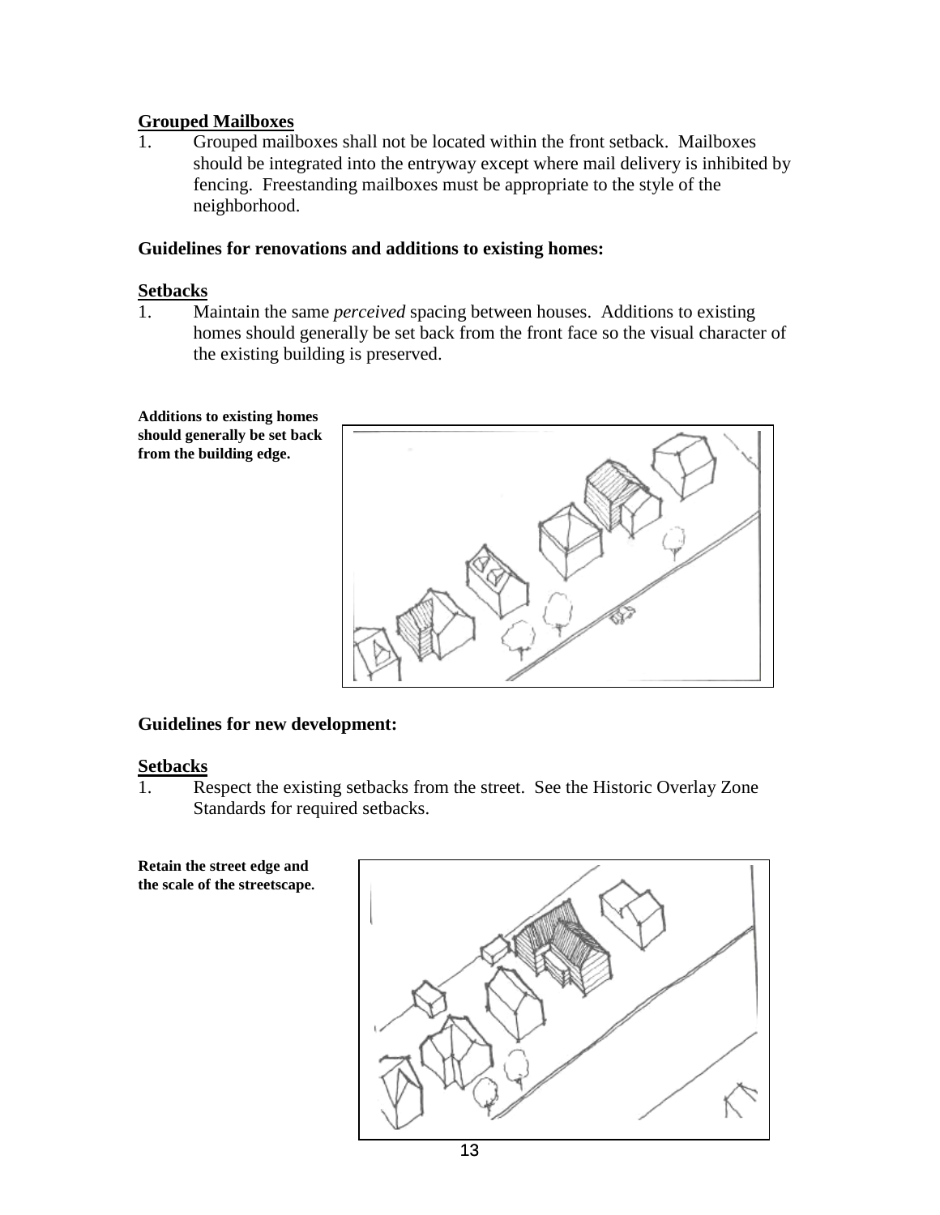**Grouped Mailboxes**

1. Grouped mailboxes shall not be located within the front setback. Mailboxes should be integrated into the entryway except where mail delivery is inhibited by fencing. Freestanding mailboxes must be appropriate to the style of the neighborhood.

**Guidelines for renovations and additions to existing homes:**

**Setbacks**

1. Maintain the same *perceived* spacing between houses. Additions to existing homes should generally be set back from the front face so the visual character of the existing building is preserved.

**Additions to existing homes should generally be set back from the building edge.**

**Guidelines for new development:**

**Setbacks**

1. Respect the existing setbacks from the street. See the Historic Overlay Zone Standards for required setbacks.

**Retain the street edge and the scale of the streetscape.**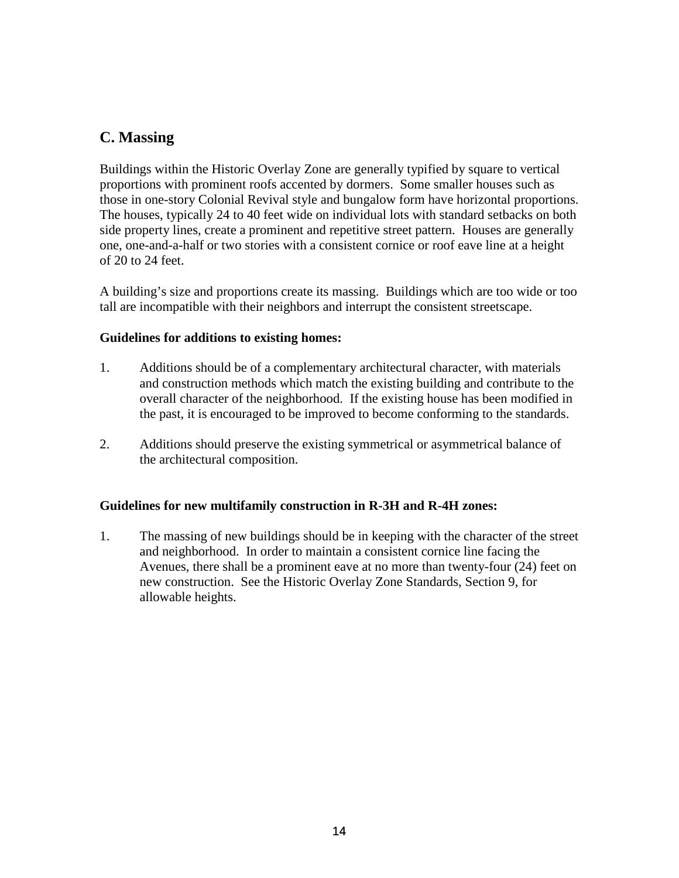## C. Massing

Buildings within the Historic Overlay Zone are generally typified by square to vertical proportions with prominent roofs accented by dormers. Some smaller houses such as those in one-story Colonial Revival style and bungalow form have horizontal proportions. The houses, typically 24 to 40 feet wide on individual lots with standard setbacks on both side property lines, create a prominent and repetitive street pattern. Houses are generally one, one-and-a-half or two stories with a consistent cornice or roof eave line at a height of 20 to 24 feet.

A building's size and proportions create its massing. Buildings which are too wide or too tall are incompatible with their neighbors and interrupt the consistent streetscape.

**Guidelines for additions to existing homes:**

1. Additions should be of a complementary architectural character, with materials and construction methods which match the existing building and contribute to the overall character of the neighborhood. If the existing house has been modified in the past, it is encouraged to be improved to become conforming to the standards.

2. Additions should preserve the existing symmetrical or asymmetrical balance of the architectural composition.

**Guidelines for new multifamily construction in R-3H and R-4H zones:**

1. The massing of new buildings should be in keeping with the character of the street and neighborhood. In order to maintain a consistent cornice line facing the Avenues, there shall be a prominent eave at no more than twenty-four (24) feet on new construction. See the Historic Overlay Zone Standards, Section 9, for allowable heights.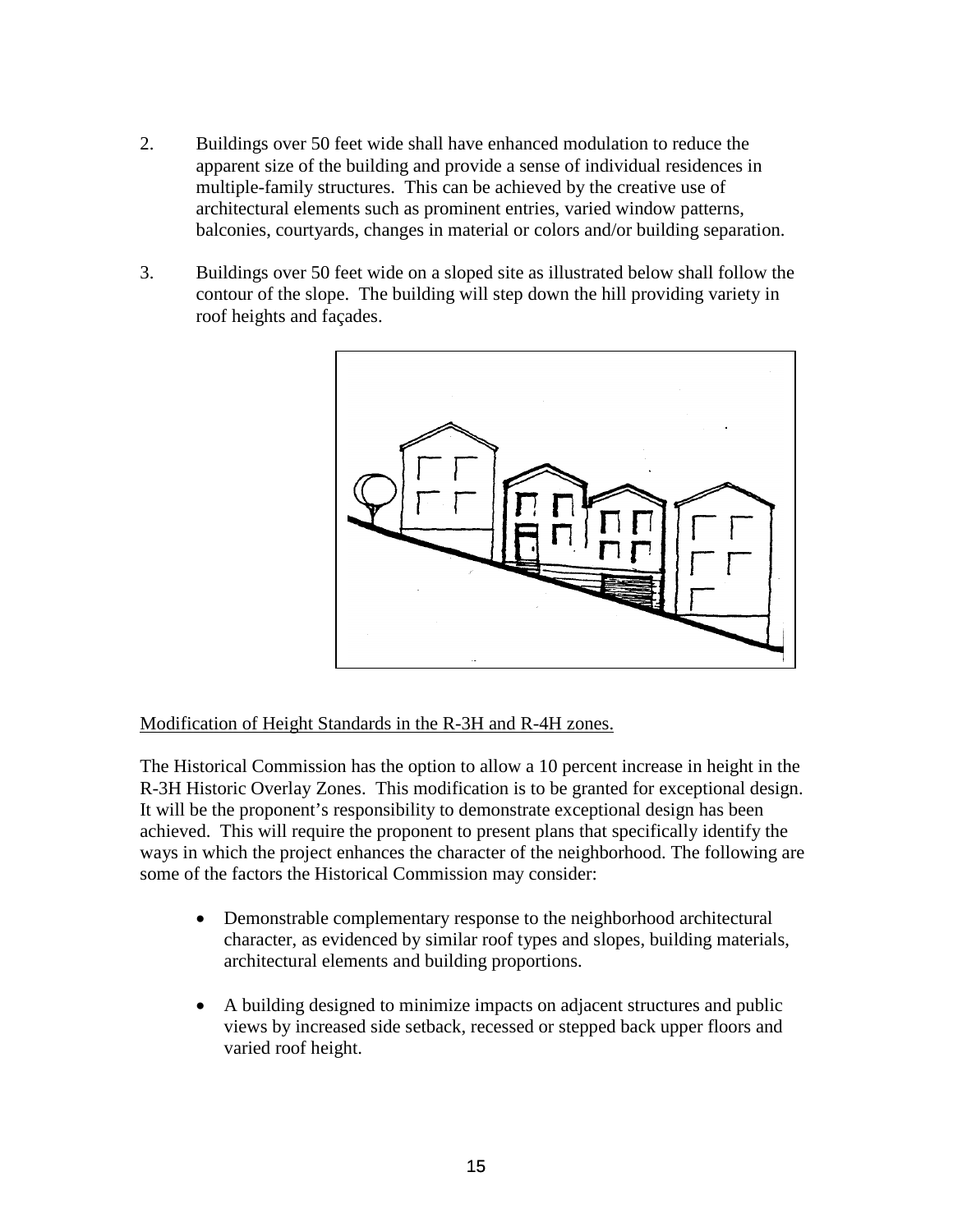2. Buildings over 50 feet wide shall have enhanced modulation to reduce the apparent size of the building and provide a sense of individual residences in multiple-family structures. This can be achieved by the creative use of architectural elements such as prominent entries, varied window patterns, balconies, courtyards, changes in material or colors and/or building separation.

3. Buildings over 50 feet wide on a sloped site as illustrated below shall follow the contour of the slope. The building will step down the hill providing variety in roof heights and façades.

Modification of Height Standards in the R-3H and R-4H zones.

The Historical Commission has the option to allow a 10 percent increase in height in the R-3H Historic Overlay Zones. This modification is to be granted for exceptional design. It will be the proponent's responsibility to demonstrate exceptional design has been achieved. This will require the proponent to present plans that specifically identify the ways in which the project enhances the character of the neighborhood. The following are some of the factors the Historical Commission may consider:

- Demonstrable complementary response to the neighborhood architectural character, as evidenced by similar roof types and slopes, building materials, architectural elements and building proportions.

- A building designed to minimize impacts on adjacent structures and public views by increased side setback, recessed or stepped back upper floors and varied roof height.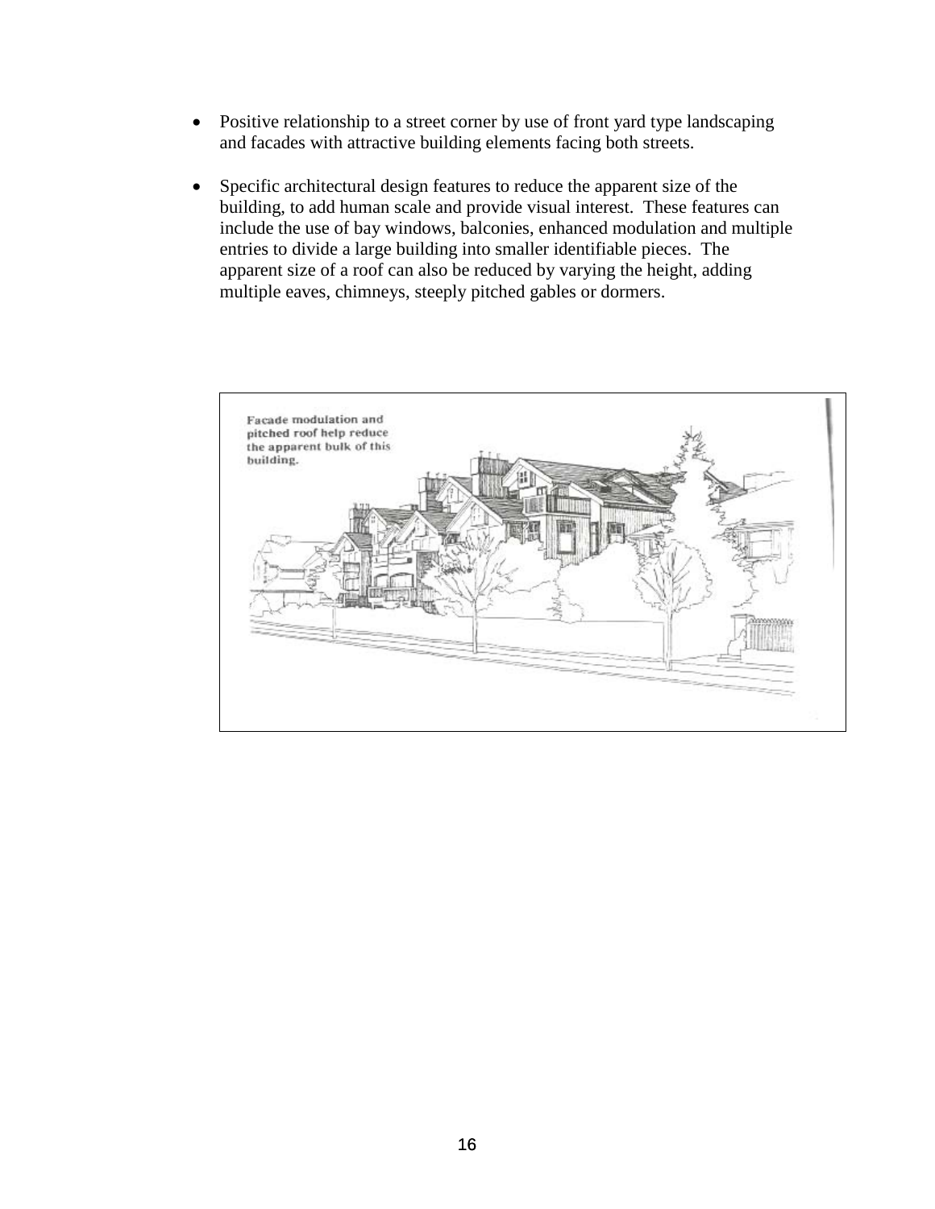- Positive relationship to a street corner by use of front yard type landscaping and facades with attractive building elements facing both streets.

- Specific architectural design features to reduce the apparent size of the building, to add human scale and provide visual interest. These features can include the use of bay windows, balconies, enhanced modulation and multiple entries to divide a large building into smaller identifiable pieces. The apparent size of a roof can also be reduced by varying the height, adding multiple eaves, chimneys, steeply pitched gables or dormers.

Facade modulation and pitched roof help reduce the apparent bulk of this building.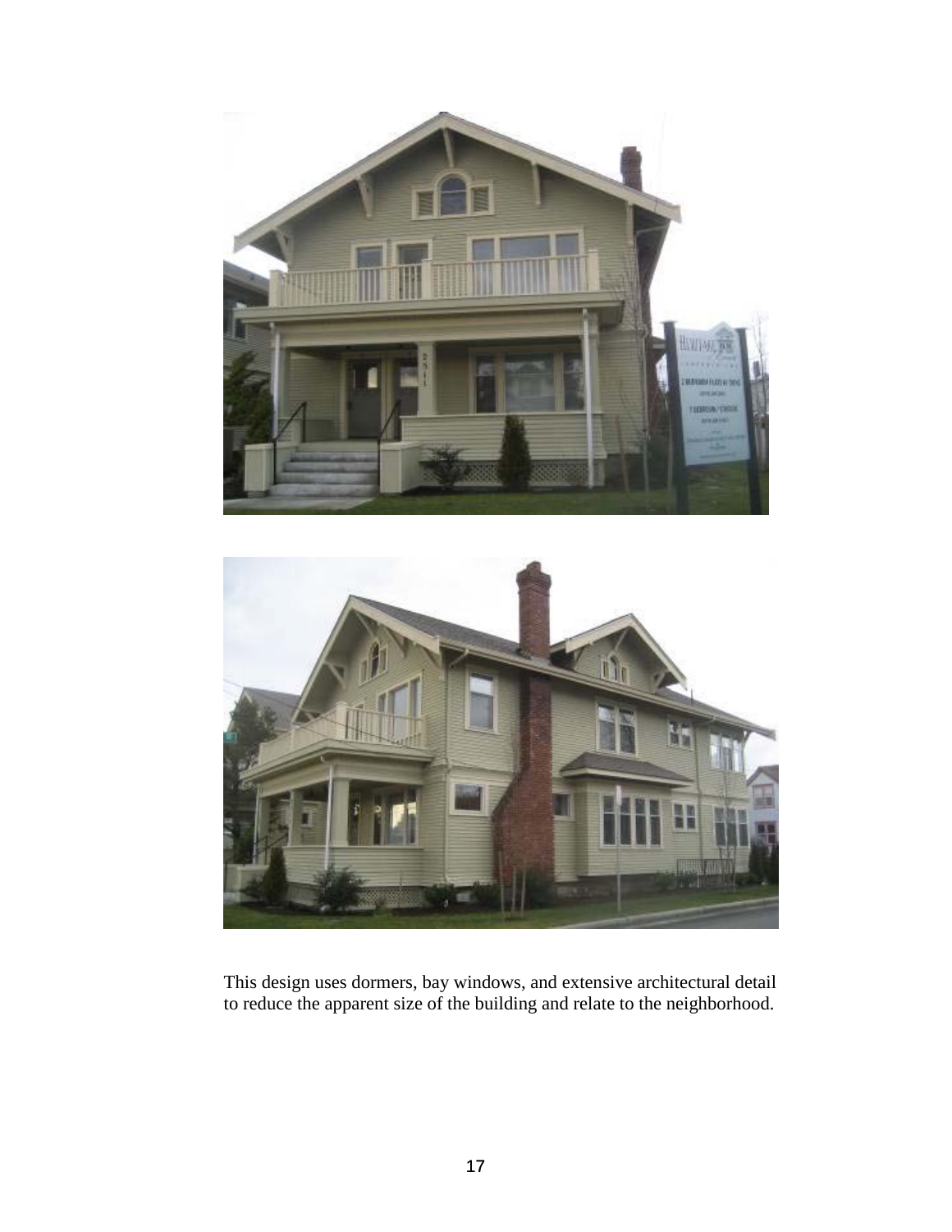This design uses dormers, bay windows, and extensive architectural detail to reduce the apparent size of the building and relate to the neighborhood.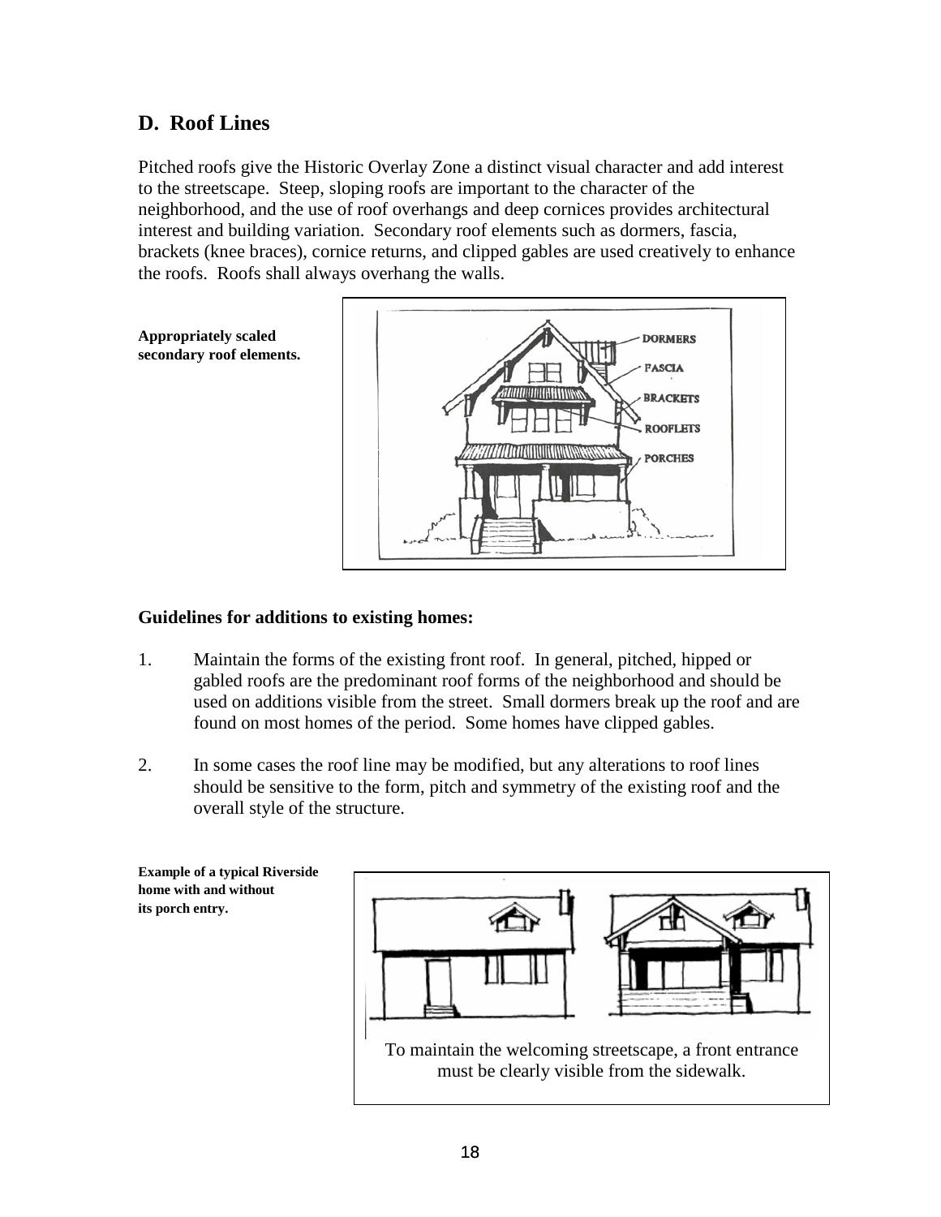## D. Roof Lines

Pitched roofs give the Historic Overlay Zone a distinct visual character and add interest to the streetscape. Steep, sloping roofs are important to the character of the neighborhood, and the use of roof overhangs and deep cornices provides architectural interest and building variation. Secondary roof elements such as dormers, fascia, brackets (knee braces), cornice returns, and clipped gables are used creatively to enhance the roofs. Roofs shall always overhang the walls.

**Appropriately scaled secondary roof elements.**

### Guidelines for additions to existing homes:

1. Maintain the forms of the existing front roof. In general, pitched, hipped or gabled roofs are the predominant roof forms of the neighborhood and should be used on additions visible from the street. Small dormers break up the roof and are found on most homes of the period. Some homes have clipped gables.

2. In some cases the roof line may be modified, but any alterations to roof lines should be sensitive to the form, pitch and symmetry of the existing roof and the overall style of the structure.

**Example of a typical Riverside home with and without its porch entry.**

To maintain the welcoming streetscape, a front entrance must be clearly visible from the sidewalk.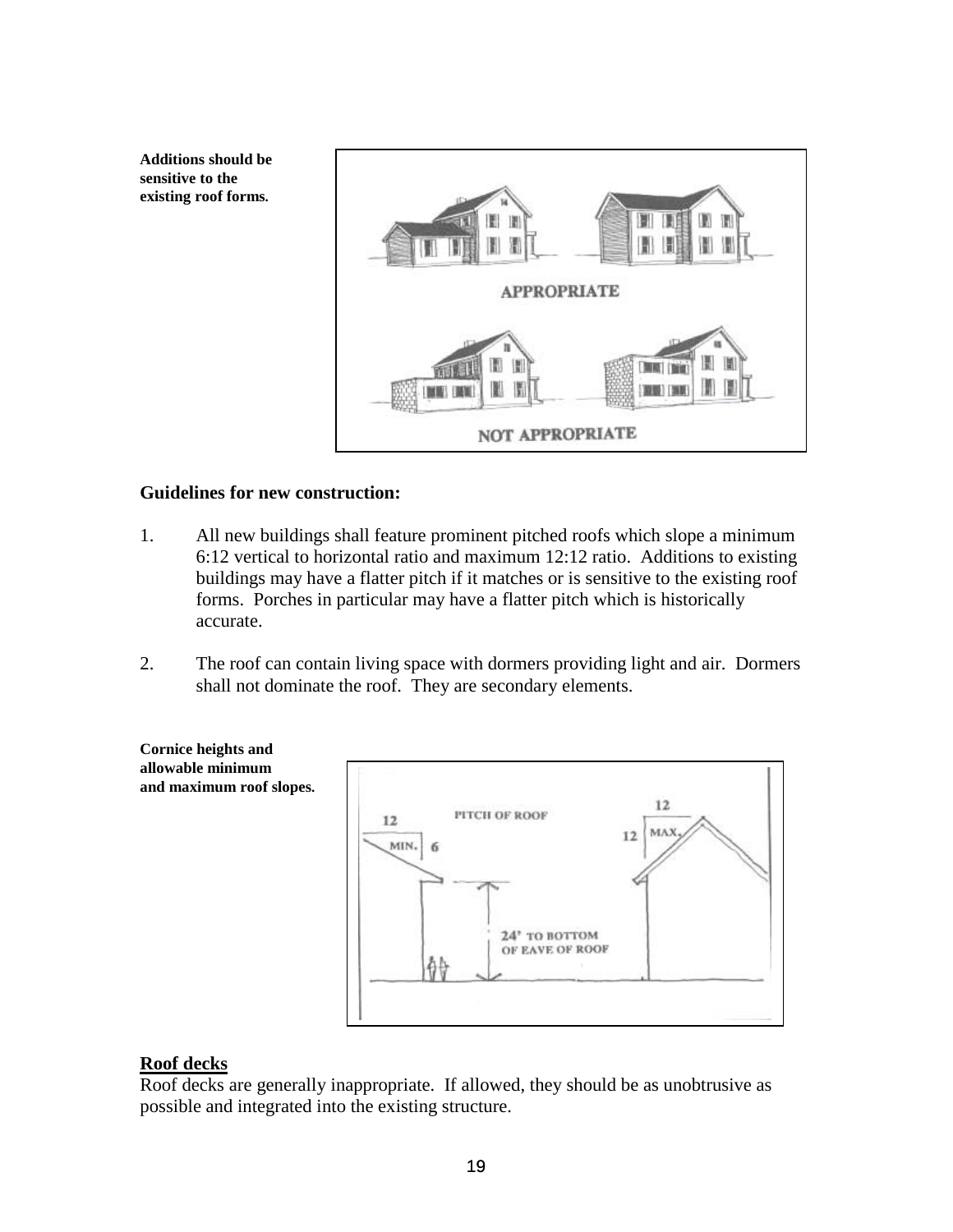**Additions should be sensitive to the existing roof forms.**

## Guidelines for new construction:

1. All new buildings shall feature prominent pitched roofs which slope a minimum 6:12 vertical to horizontal ratio and maximum 12:12 ratio. Additions to existing buildings may have a flatter pitch if it matches or is sensitive to the existing roof forms. Porches in particular may have a flatter pitch which is historically accurate.

2. The roof can contain living space with dormers providing light and air. Dormers shall not dominate the roof. They are secondary elements.

**Cornice heights and allowable minimum and maximum roof slopes.**

## Roof decks

Roof decks are generally inappropriate. If allowed, they should be as unobtrusive as possible and integrated into the existing structure.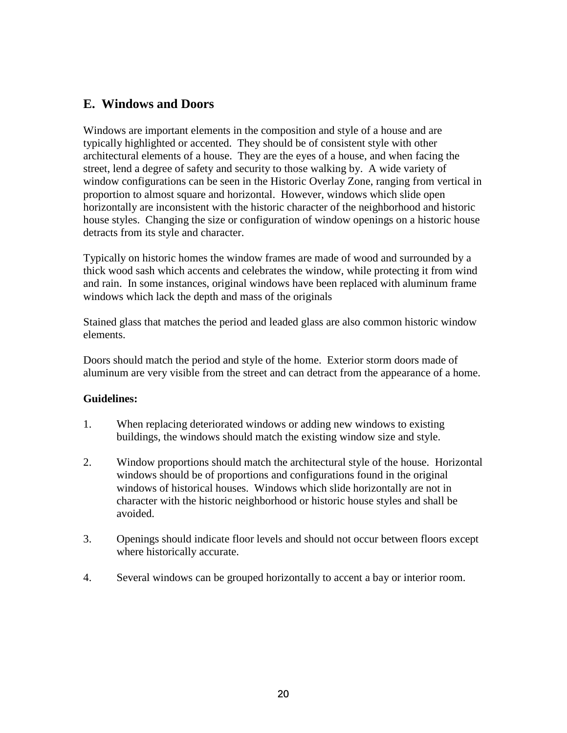## E. Windows and Doors

Windows are important elements in the composition and style of a house and are typically highlighted or accented. They should be of consistent style with other architectural elements of a house. They are the eyes of a house, and when facing the street, lend a degree of safety and security to those walking by. A wide variety of window configurations can be seen in the Historic Overlay Zone, ranging from vertical in proportion to almost square and horizontal. However, windows which slide open horizontally are inconsistent with the historic character of the neighborhood and historic house styles. Changing the size or configuration of window openings on a historic house detracts from its style and character.

Typically on historic homes the window frames are made of wood and surrounded by a thick wood sash which accents and celebrates the window, while protecting it from wind and rain. In some instances, original windows have been replaced with aluminum frame windows which lack the depth and mass of the originals

Stained glass that matches the period and leaded glass are also common historic window elements.

Doors should match the period and style of the home. Exterior storm doors made of aluminum are very visible from the street and can detract from the appearance of a home.

**Guidelines:**

1. When replacing deteriorated windows or adding new windows to existing buildings, the windows should match the existing window size and style.

2. Window proportions should match the architectural style of the house. Horizontal windows should be of proportions and configurations found in the original windows of historical houses. Windows which slide horizontally are not in character with the historic neighborhood or historic house styles and shall be avoided.

3. Openings should indicate floor levels and should not occur between floors except where historically accurate.

4. Several windows can be grouped horizontally to accent a bay or interior room.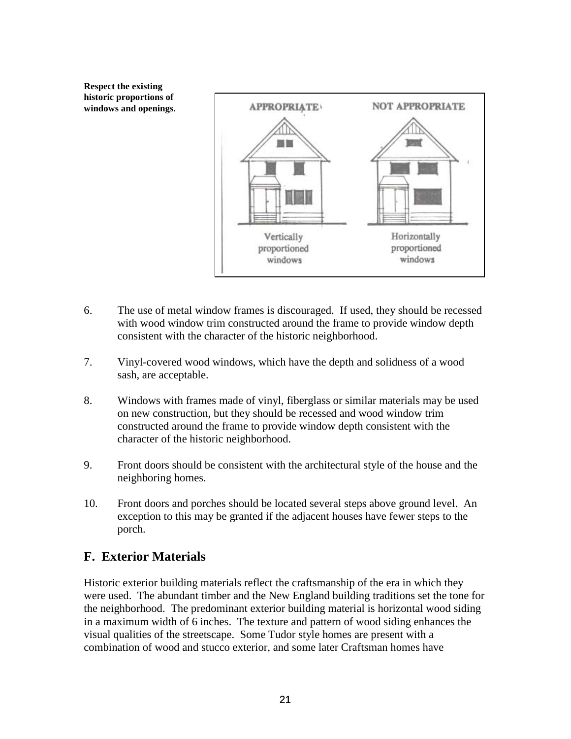**Respect the existing historic proportions of windows and openings.**

6. The use of metal window frames is discouraged. If used, they should be recessed with wood window trim constructed around the frame to provide window depth consistent with the character of the historic neighborhood.

7. Vinyl-covered wood windows, which have the depth and solidness of a wood sash, are acceptable.

8. Windows with frames made of vinyl, fiberglass or similar materials may be used on new construction, but they should be recessed and wood window trim constructed around the frame to provide window depth consistent with the character of the historic neighborhood.

9. Front doors should be consistent with the architectural style of the house and the neighboring homes.

10. Front doors and porches should be located several steps above ground level. An exception to this may be granted if the adjacent houses have fewer steps to the porch.

## F. Exterior Materials

Historic exterior building materials reflect the craftsmanship of the era in which they were used. The abundant timber and the New England building traditions set the tone for the neighborhood. The predominant exterior building material is horizontal wood siding in a maximum width of 6 inches. The texture and pattern of wood siding enhances the visual qualities of the streetscape. Some Tudor style homes are present with a combination of wood and stucco exterior, and some later Craftsman homes have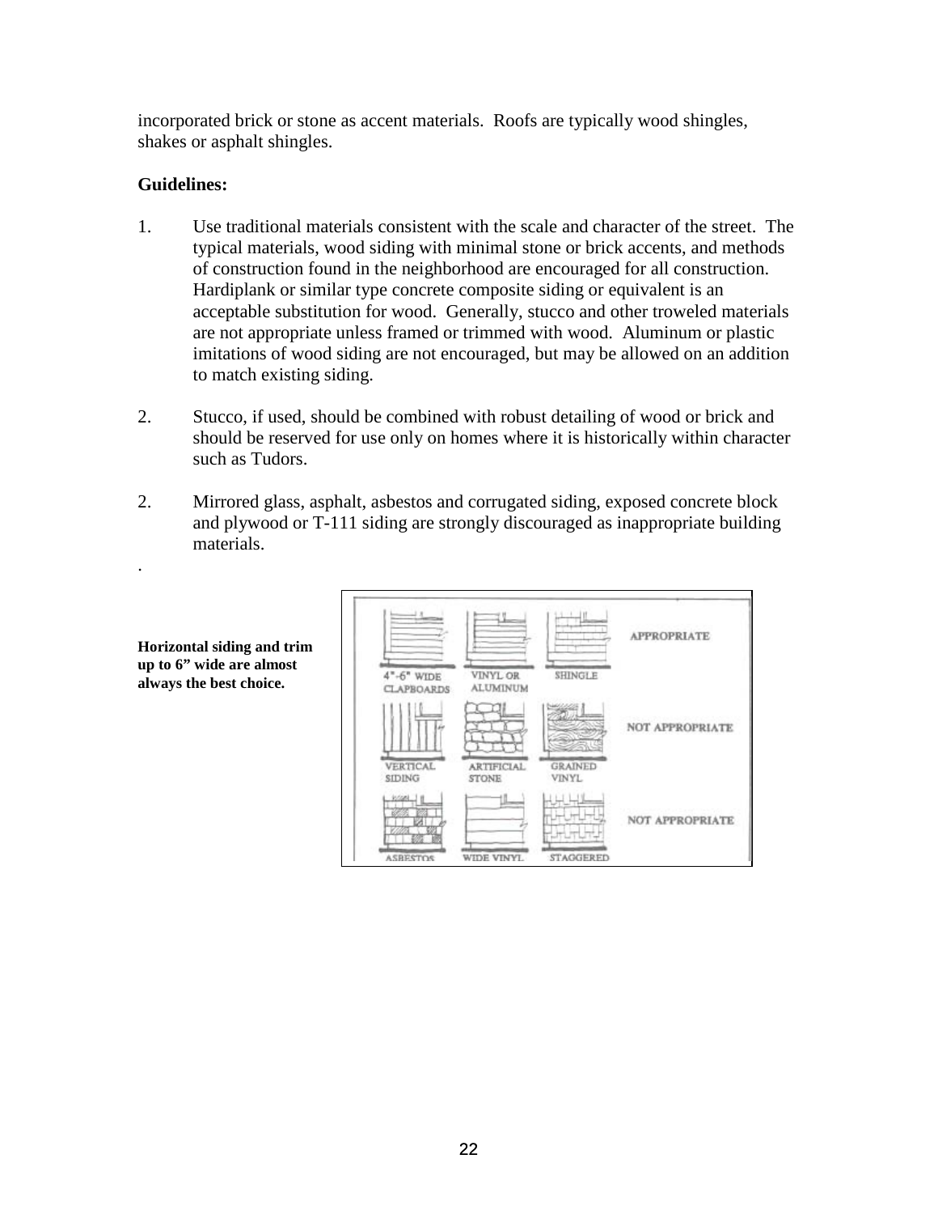incorporated brick or stone as accent materials. Roofs are typically wood shingles, shakes or asphalt shingles.

**Guidelines:**

1. Use traditional materials consistent with the scale and character of the street. The typical materials, wood siding with minimal stone or brick accents, and methods of construction found in the neighborhood are encouraged for all construction. Hardiplank or similar type concrete composite siding or equivalent is an acceptable substitution for wood. Generally, stucco and other troweled materials are not appropriate unless framed or trimmed with wood. Aluminum or plastic imitations of wood siding are not encouraged, but may be allowed on an addition to match existing siding.

2. Stucco, if used, should be combined with robust detailing of wood or brick and should be reserved for use only on homes where it is historically within character such as Tudors.

2. Mirrored glass, asphalt, asbestos and corrugated siding, exposed concrete block and plywood or T-111 siding are strongly discouraged as inappropriate building materials.

.

**Horizontal siding and trim up to 6" wide are almost always the best choice.**

| | | | |
|---|---|---|---|
| 4"-6" WIDE CLAPBOARDS | VINYL OR ALUMINUM | SHINGLE | APPROPRIATE |
| VERTICAL SIDING | ARTIFICIAL STONE | GRAINED VINYL | NOT APPROPRIATE |
| ASBESTOS | WIDE VINYL | STAGGERED | NOT APPROPRIATE |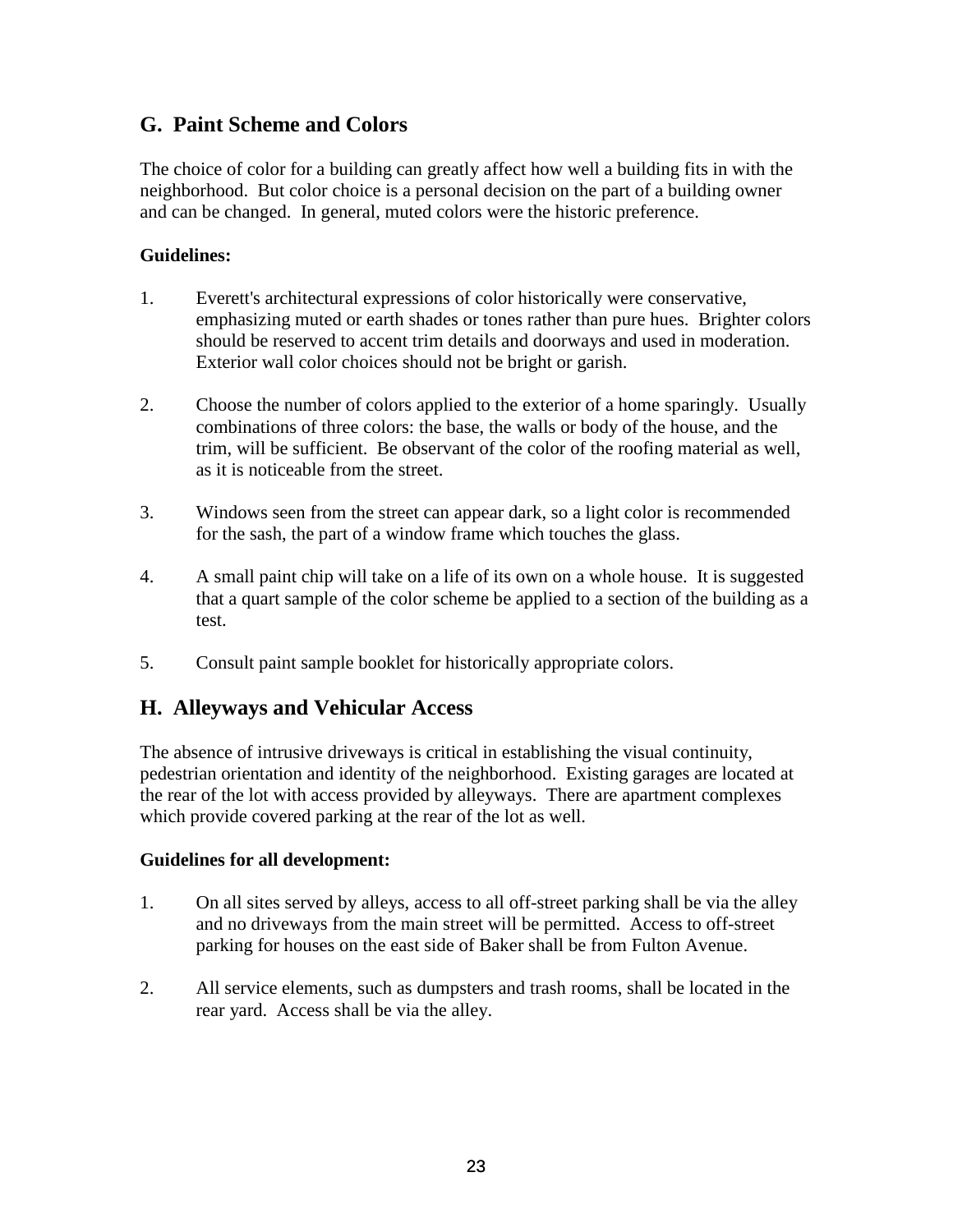## G. Paint Scheme and Colors

The choice of color for a building can greatly affect how well a building fits in with the neighborhood. But color choice is a personal decision on the part of a building owner and can be changed. In general, muted colors were the historic preference.

**Guidelines:**

1. Everett's architectural expressions of color historically were conservative, emphasizing muted or earth shades or tones rather than pure hues. Brighter colors should be reserved to accent trim details and doorways and used in moderation. Exterior wall color choices should not be bright or garish.

2. Choose the number of colors applied to the exterior of a home sparingly. Usually combinations of three colors: the base, the walls or body of the house, and the trim, will be sufficient. Be observant of the color of the roofing material as well, as it is noticeable from the street.

3. Windows seen from the street can appear dark, so a light color is recommended for the sash, the part of a window frame which touches the glass.

4. A small paint chip will take on a life of its own on a whole house. It is suggested that a quart sample of the color scheme be applied to a section of the building as a test.

5. Consult paint sample booklet for historically appropriate colors.

## H. Alleyways and Vehicular Access

The absence of intrusive driveways is critical in establishing the visual continuity, pedestrian orientation and identity of the neighborhood. Existing garages are located at the rear of the lot with access provided by alleyways. There are apartment complexes which provide covered parking at the rear of the lot as well.

**Guidelines for all development:**

1. On all sites served by alleys, access to all off-street parking shall be via the alley and no driveways from the main street will be permitted. Access to off-street parking for houses on the east side of Baker shall be from Fulton Avenue.

2. All service elements, such as dumpsters and trash rooms, shall be located in the rear yard. Access shall be via the alley.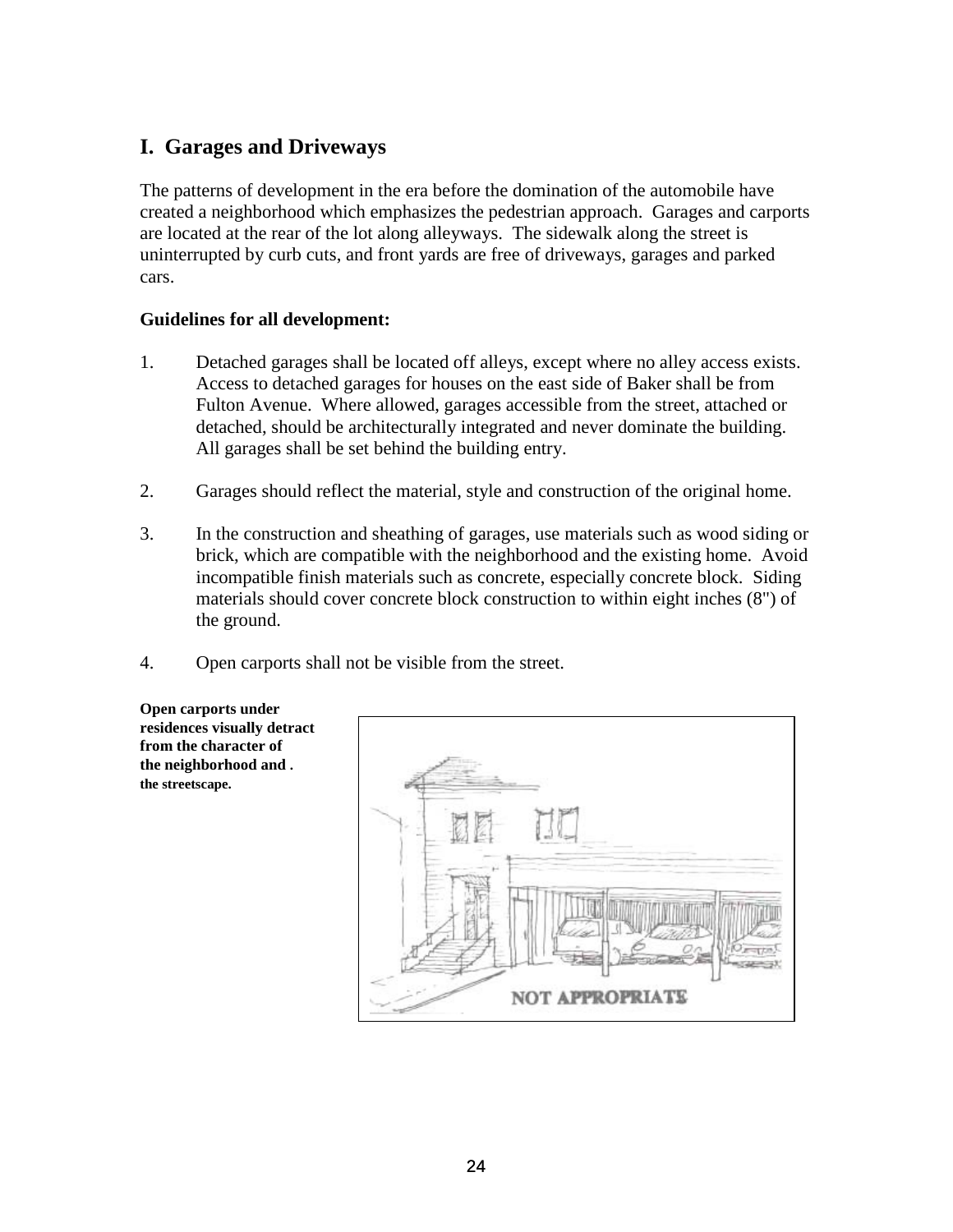## I. Garages and Driveways

The patterns of development in the era before the domination of the automobile have created a neighborhood which emphasizes the pedestrian approach. Garages and carports are located at the rear of the lot along alleyways. The sidewalk along the street is uninterrupted by curb cuts, and front yards are free of driveways, garages and parked cars.

**Guidelines for all development:**

1. Detached garages shall be located off alleys, except where no alley access exists. Access to detached garages for houses on the east side of Baker shall be from Fulton Avenue. Where allowed, garages accessible from the street, attached or detached, should be architecturally integrated and never dominate the building. All garages shall be set behind the building entry.

2. Garages should reflect the material, style and construction of the original home.

3. In the construction and sheathing of garages, use materials such as wood siding or brick, which are compatible with the neighborhood and the existing home. Avoid incompatible finish materials such as concrete, especially concrete block. Siding materials should cover concrete block construction to within eight inches (8") of the ground.

4. Open carports shall not be visible from the street.

**Open carports under residences visually detract from the character of the neighborhood and . the streetscape.**

NOT APPROPRIATE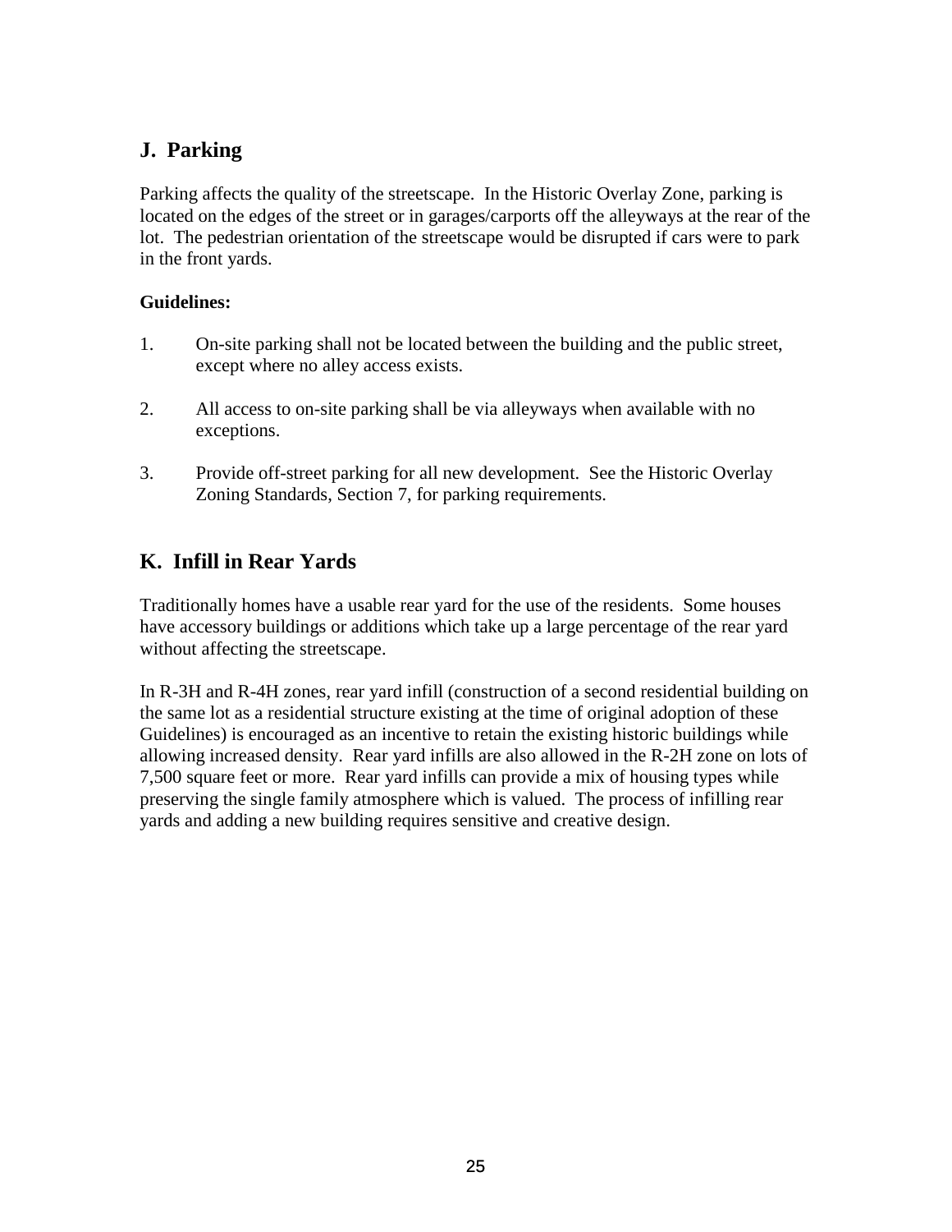## J. Parking

Parking affects the quality of the streetscape. In the Historic Overlay Zone, parking is located on the edges of the street or in garages/carports off the alleyways at the rear of the lot. The pedestrian orientation of the streetscape would be disrupted if cars were to park in the front yards.

**Guidelines:**

1. On-site parking shall not be located between the building and the public street, except where no alley access exists.

2. All access to on-site parking shall be via alleyways when available with no exceptions.

3. Provide off-street parking for all new development. See the Historic Overlay Zoning Standards, Section 7, for parking requirements.

## K. Infill in Rear Yards

Traditionally homes have a usable rear yard for the use of the residents. Some houses have accessory buildings or additions which take up a large percentage of the rear yard without affecting the streetscape.

In R-3H and R-4H zones, rear yard infill (construction of a second residential building on the same lot as a residential structure existing at the time of original adoption of these Guidelines) is encouraged as an incentive to retain the existing historic buildings while allowing increased density. Rear yard infills are also allowed in the R-2H zone on lots of 7,500 square feet or more. Rear yard infills can provide a mix of housing types while preserving the single family atmosphere which is valued. The process of infilling rear yards and adding a new building requires sensitive and creative design.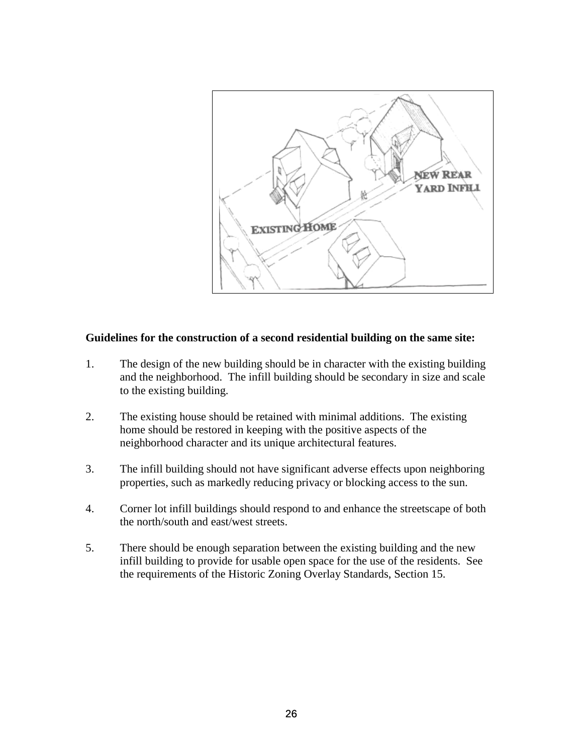**Guidelines for the construction of a second residential building on the same site:**

1. The design of the new building should be in character with the existing building and the neighborhood. The infill building should be secondary in size and scale to the existing building.

2. The existing house should be retained with minimal additions. The existing home should be restored in keeping with the positive aspects of the neighborhood character and its unique architectural features.

3. The infill building should not have significant adverse effects upon neighboring properties, such as markedly reducing privacy or blocking access to the sun.

4. Corner lot infill buildings should respond to and enhance the streetscape of both the north/south and east/west streets.

5. There should be enough separation between the existing building and the new infill building to provide for usable open space for the use of the residents. See the requirements of the Historic Zoning Overlay Standards, Section 15.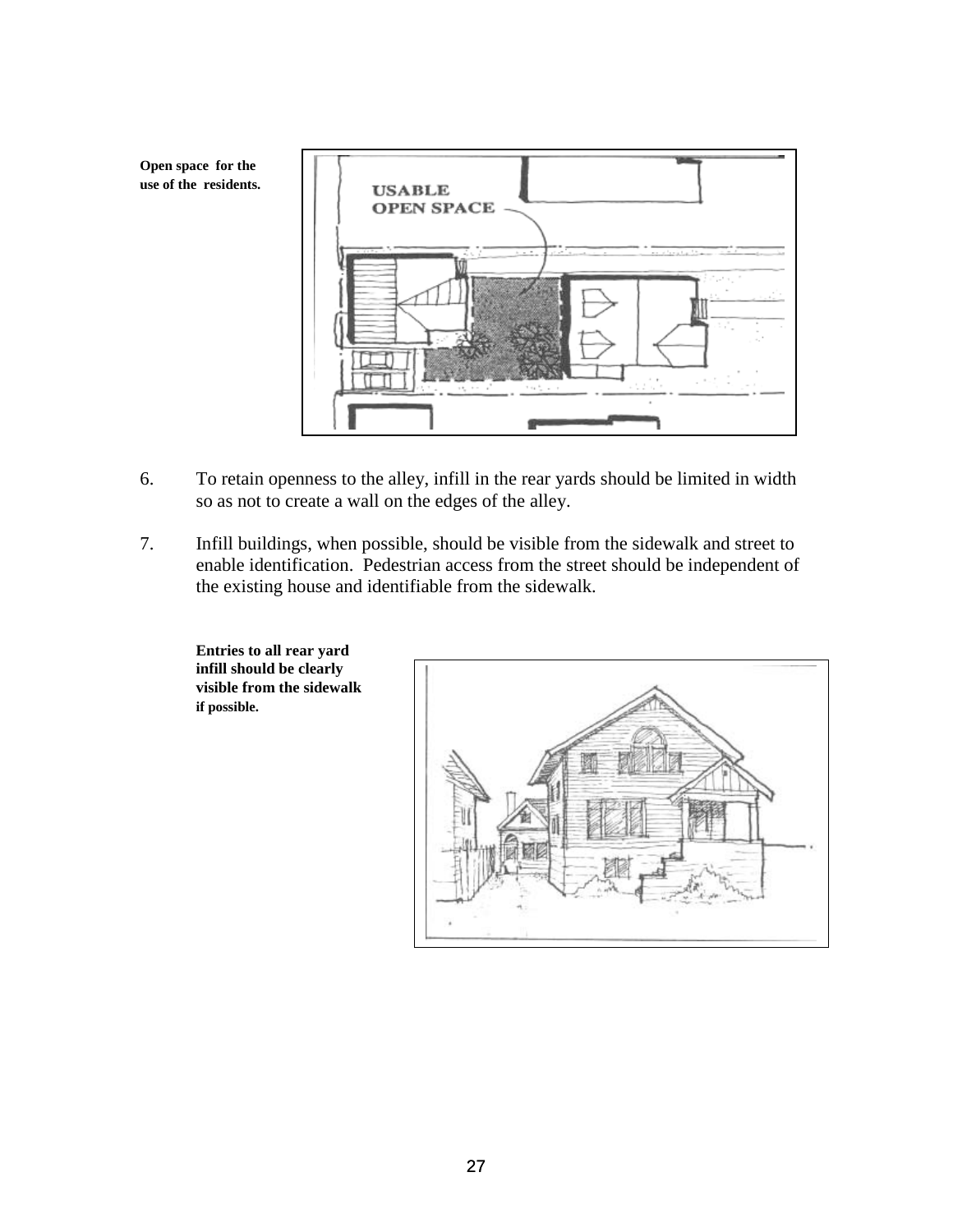Open space for the use of the residents.

6. To retain openness to the alley, infill in the rear yards should be limited in width so as not to create a wall on the edges of the alley.

7. Infill buildings, when possible, should be visible from the sidewalk and street to enable identification. Pedestrian access from the street should be independent of the existing house and identifiable from the sidewalk.

Entries to all rear yard infill should be clearly visible from the sidewalk if possible.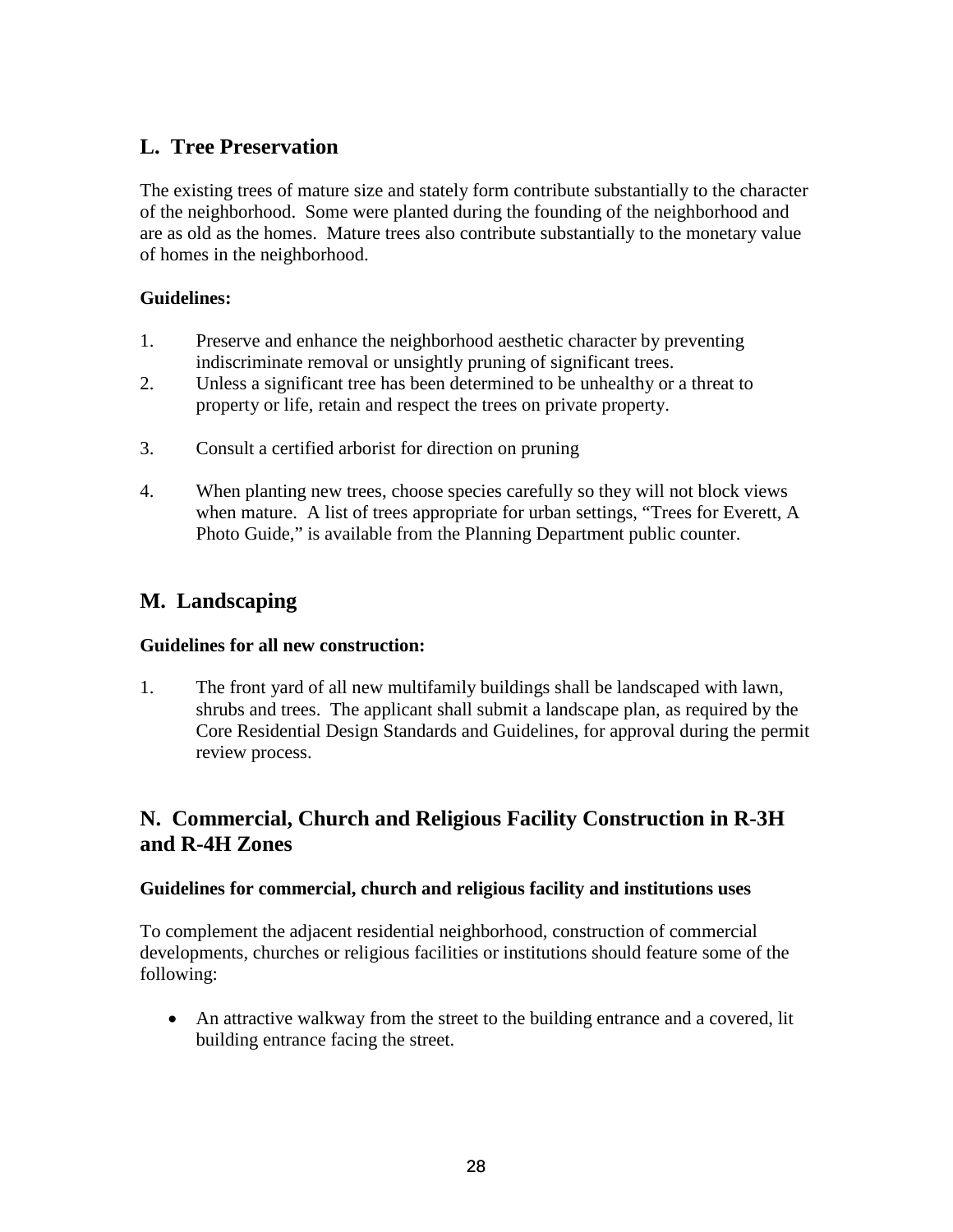## L. Tree Preservation

The existing trees of mature size and stately form contribute substantially to the character of the neighborhood. Some were planted during the founding of the neighborhood and are as old as the homes. Mature trees also contribute substantially to the monetary value of homes in the neighborhood.

**Guidelines:**

1. Preserve and enhance the neighborhood aesthetic character by preventing indiscriminate removal or unsightly pruning of significant trees.
2. Unless a significant tree has been determined to be unhealthy or a threat to property or life, retain and respect the trees on private property.
3. Consult a certified arborist for direction on pruning
4. When planting new trees, choose species carefully so they will not block views when mature. A list of trees appropriate for urban settings, "Trees for Everett, A Photo Guide," is available from the Planning Department public counter.

## M. Landscaping

**Guidelines for all new construction:**

1. The front yard of all new multifamily buildings shall be landscaped with lawn, shrubs and trees. The applicant shall submit a landscape plan, as required by the Core Residential Design Standards and Guidelines, for approval during the permit review process.

## N. Commercial, Church and Religious Facility Construction in R-3H and R-4H Zones

**Guidelines for commercial, church and religious facility and institutions uses**

To complement the adjacent residential neighborhood, construction of commercial developments, churches or religious facilities or institutions should feature some of the following:

- An attractive walkway from the street to the building entrance and a covered, lit building entrance facing the street.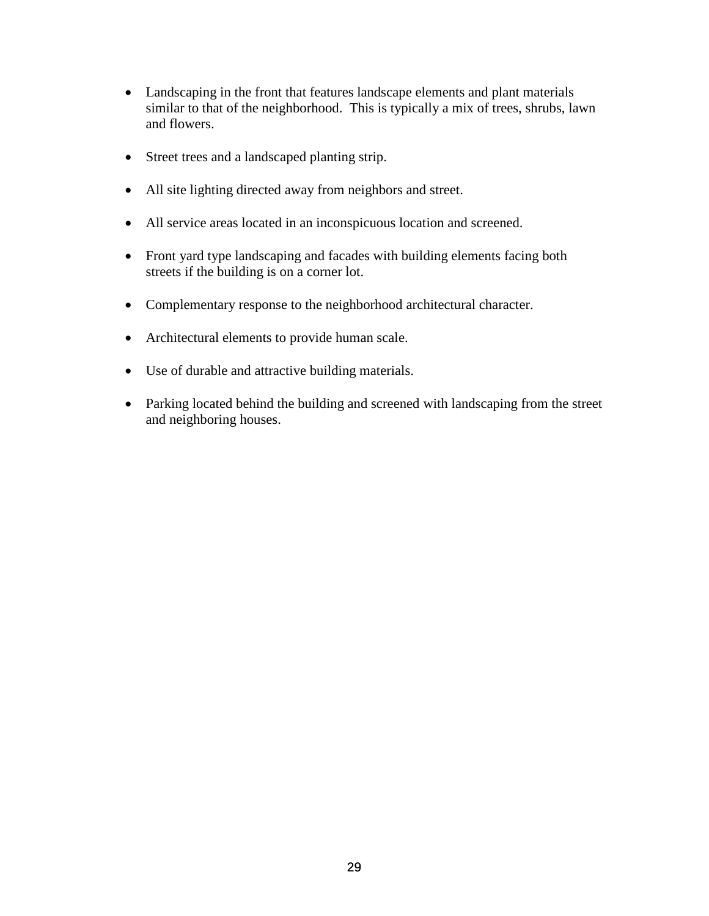- Landscaping in the front that features landscape elements and plant materials similar to that of the neighborhood.  This is typically a mix of trees, shrubs, lawn and flowers.

- Street trees and a landscaped planting strip.

- All site lighting directed away from neighbors and street.

- All service areas located in an inconspicuous location and screened.

- Front yard type landscaping and facades with building elements facing both streets if the building is on a corner lot.

- Complementary response to the neighborhood architectural character.

- Architectural elements to provide human scale.

- Use of durable and attractive building materials.

- Parking located behind the building and screened with landscaping from the street and neighboring houses.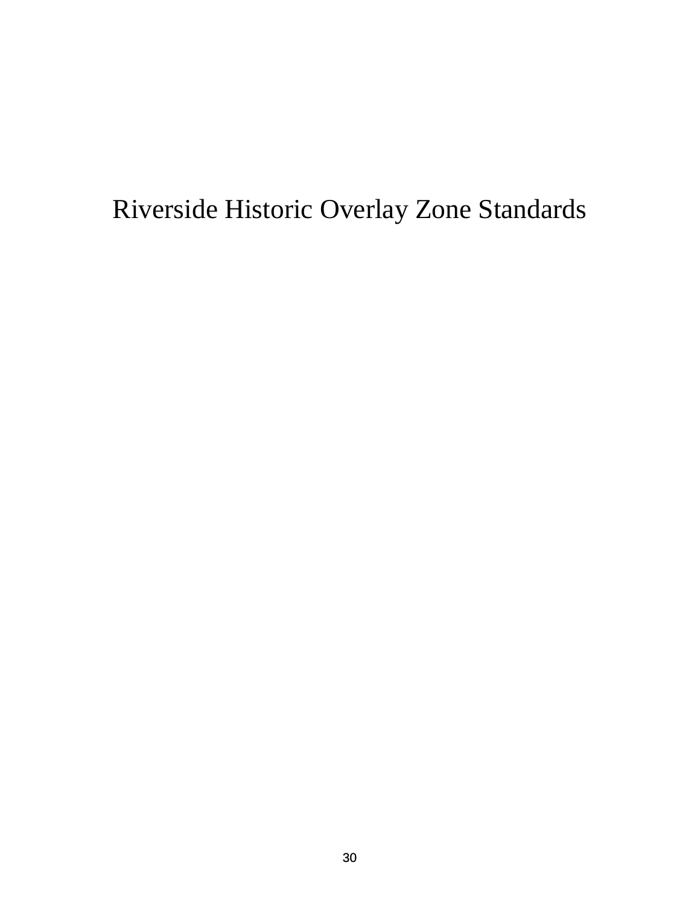# Riverside Historic Overlay Zone Standards